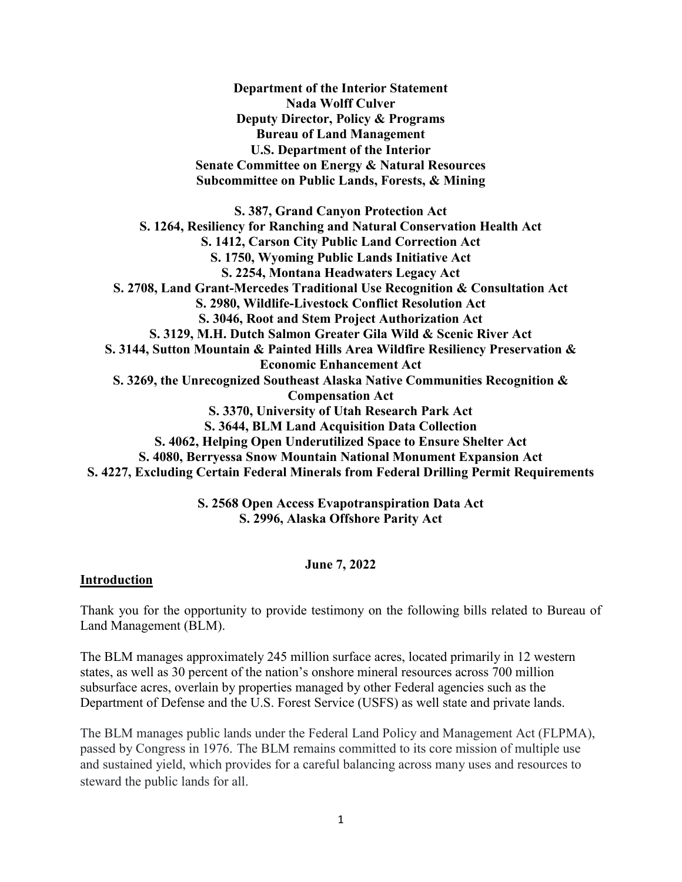**Department of the Interior Statement**
**Nada Wolff Culver**
**Deputy Director, Policy & Programs**
**Bureau of Land Management**
**U.S. Department of the Interior**
**Senate Committee on Energy & Natural Resources**
**Subcommittee on Public Lands, Forests, & Mining**

**S. 387, Grand Canyon Protection Act**
**S. 1264, Resiliency for Ranching and Natural Conservation Health Act**
**S. 1412, Carson City Public Land Correction Act**
**S. 1750, Wyoming Public Lands Initiative Act**
**S. 2254, Montana Headwaters Legacy Act**
**S. 2708, Land Grant-Mercedes Traditional Use Recognition & Consultation Act**
**S. 2980, Wildlife-Livestock Conflict Resolution Act**
**S. 3046, Root and Stem Project Authorization Act**
**S. 3129, M.H. Dutch Salmon Greater Gila Wild & Scenic River Act**
**S. 3144, Sutton Mountain & Painted Hills Area Wildfire Resiliency Preservation & Economic Enhancement Act**
**S. 3269, the Unrecognized Southeast Alaska Native Communities Recognition & Compensation Act**
**S. 3370, University of Utah Research Park Act**
**S. 3644, BLM Land Acquisition Data Collection**
**S. 4062, Helping Open Underutilized Space to Ensure Shelter Act**
**S. 4080, Berryessa Snow Mountain National Monument Expansion Act**
**S. 4227, Excluding Certain Federal Minerals from Federal Drilling Permit Requirements**

**S. 2568 Open Access Evapotranspiration Data Act**
**S. 2996, Alaska Offshore Parity Act**

**June 7, 2022**

## Introduction

Thank you for the opportunity to provide testimony on the following bills related to Bureau of Land Management (BLM).

The BLM manages approximately 245 million surface acres, located primarily in 12 western states, as well as 30 percent of the nation's onshore mineral resources across 700 million subsurface acres, overlain by properties managed by other Federal agencies such as the Department of Defense and the U.S. Forest Service (USFS) as well state and private lands.

The BLM manages public lands under the Federal Land Policy and Management Act (FLPMA), passed by Congress in 1976. The BLM remains committed to its core mission of multiple use and sustained yield, which provides for a careful balancing across many uses and resources to steward the public lands for all.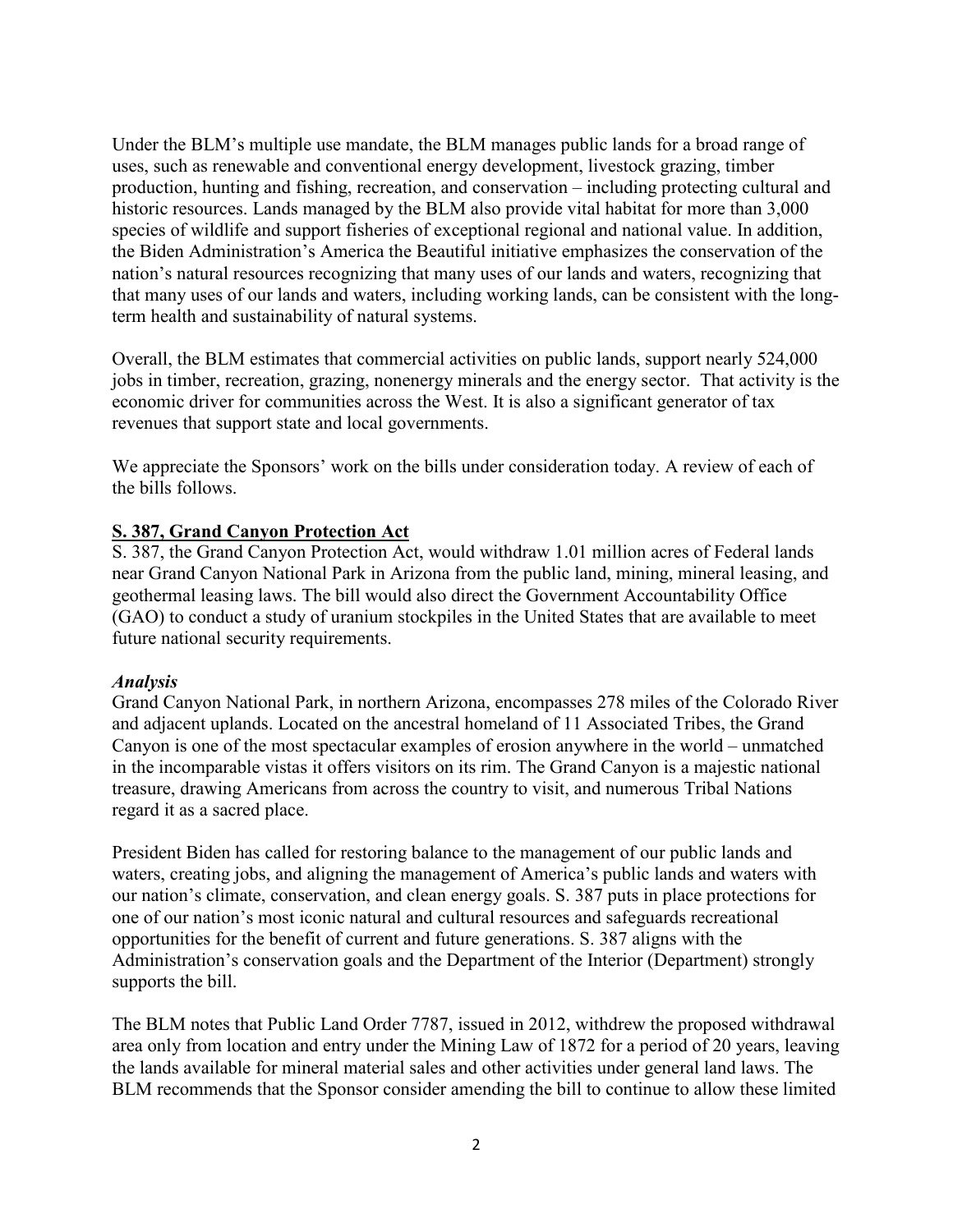Under the BLM's multiple use mandate, the BLM manages public lands for a broad range of uses, such as renewable and conventional energy development, livestock grazing, timber production, hunting and fishing, recreation, and conservation – including protecting cultural and historic resources. Lands managed by the BLM also provide vital habitat for more than 3,000 species of wildlife and support fisheries of exceptional regional and national value. In addition, the Biden Administration's America the Beautiful initiative emphasizes the conservation of the nation's natural resources recognizing that many uses of our lands and waters, recognizing that that many uses of our lands and waters, including working lands, can be consistent with the long-term health and sustainability of natural systems.

Overall, the BLM estimates that commercial activities on public lands, support nearly 524,000 jobs in timber, recreation, grazing, nonenergy minerals and the energy sector. That activity is the economic driver for communities across the West. It is also a significant generator of tax revenues that support state and local governments.

We appreciate the Sponsors' work on the bills under consideration today. A review of each of the bills follows.

**S. 387, Grand Canyon Protection Act**

S. 387, the Grand Canyon Protection Act, would withdraw 1.01 million acres of Federal lands near Grand Canyon National Park in Arizona from the public land, mining, mineral leasing, and geothermal leasing laws. The bill would also direct the Government Accountability Office (GAO) to conduct a study of uranium stockpiles in the United States that are available to meet future national security requirements.

***Analysis***

Grand Canyon National Park, in northern Arizona, encompasses 278 miles of the Colorado River and adjacent uplands. Located on the ancestral homeland of 11 Associated Tribes, the Grand Canyon is one of the most spectacular examples of erosion anywhere in the world – unmatched in the incomparable vistas it offers visitors on its rim. The Grand Canyon is a majestic national treasure, drawing Americans from across the country to visit, and numerous Tribal Nations regard it as a sacred place.

President Biden has called for restoring balance to the management of our public lands and waters, creating jobs, and aligning the management of America's public lands and waters with our nation's climate, conservation, and clean energy goals. S. 387 puts in place protections for one of our nation's most iconic natural and cultural resources and safeguards recreational opportunities for the benefit of current and future generations. S. 387 aligns with the Administration's conservation goals and the Department of the Interior (Department) strongly supports the bill.

The BLM notes that Public Land Order 7787, issued in 2012, withdrew the proposed withdrawal area only from location and entry under the Mining Law of 1872 for a period of 20 years, leaving the lands available for mineral material sales and other activities under general land laws. The BLM recommends that the Sponsor consider amending the bill to continue to allow these limited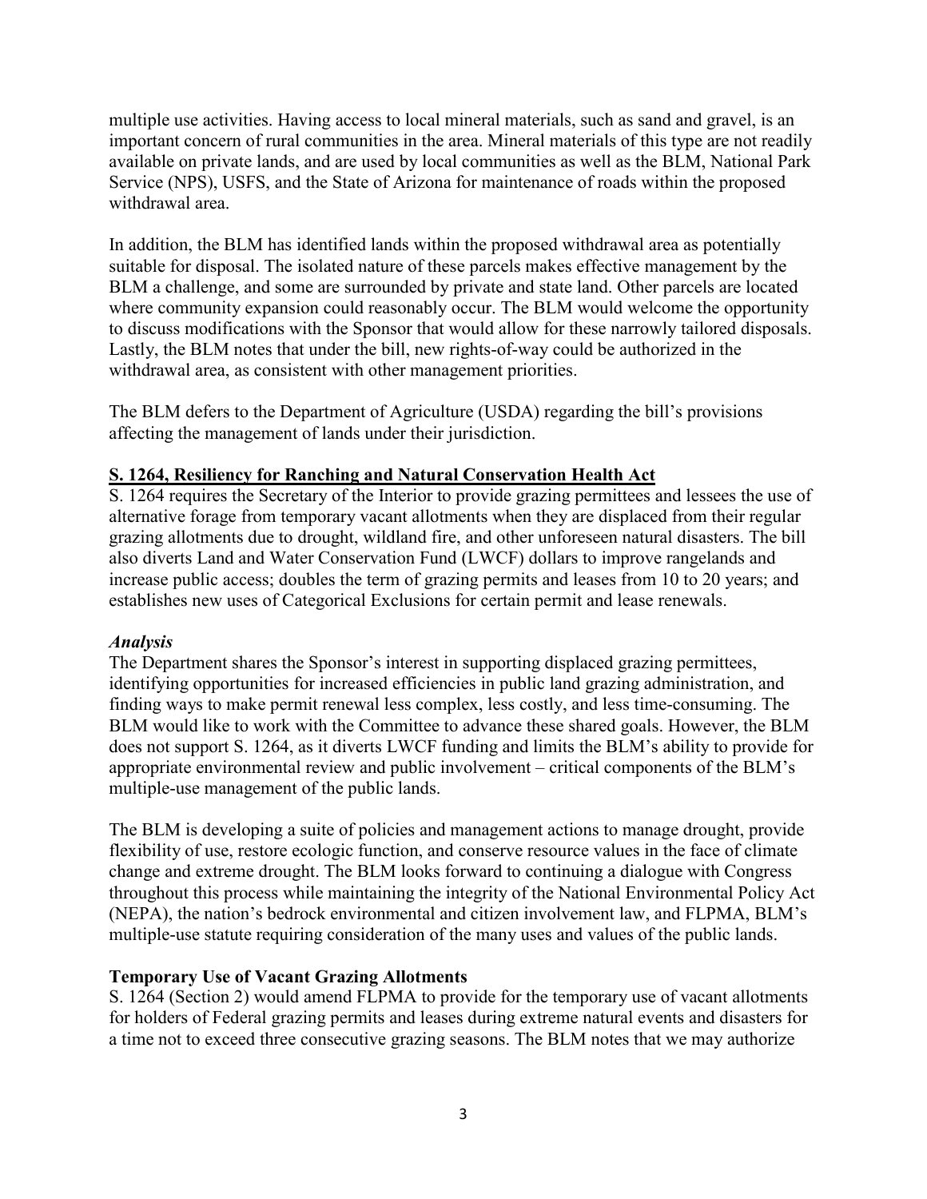multiple use activities. Having access to local mineral materials, such as sand and gravel, is an important concern of rural communities in the area. Mineral materials of this type are not readily available on private lands, and are used by local communities as well as the BLM, National Park Service (NPS), USFS, and the State of Arizona for maintenance of roads within the proposed withdrawal area.

In addition, the BLM has identified lands within the proposed withdrawal area as potentially suitable for disposal. The isolated nature of these parcels makes effective management by the BLM a challenge, and some are surrounded by private and state land. Other parcels are located where community expansion could reasonably occur. The BLM would welcome the opportunity to discuss modifications with the Sponsor that would allow for these narrowly tailored disposals. Lastly, the BLM notes that under the bill, new rights-of-way could be authorized in the withdrawal area, as consistent with other management priorities.

The BLM defers to the Department of Agriculture (USDA) regarding the bill's provisions affecting the management of lands under their jurisdiction.

## S. 1264, Resiliency for Ranching and Natural Conservation Health Act

S. 1264 requires the Secretary of the Interior to provide grazing permittees and lessees the use of alternative forage from temporary vacant allotments when they are displaced from their regular grazing allotments due to drought, wildland fire, and other unforeseen natural disasters. The bill also diverts Land and Water Conservation Fund (LWCF) dollars to improve rangelands and increase public access; doubles the term of grazing permits and leases from 10 to 20 years; and establishes new uses of Categorical Exclusions for certain permit and lease renewals.

### *Analysis*

The Department shares the Sponsor's interest in supporting displaced grazing permittees, identifying opportunities for increased efficiencies in public land grazing administration, and finding ways to make permit renewal less complex, less costly, and less time-consuming. The BLM would like to work with the Committee to advance these shared goals. However, the BLM does not support S. 1264, as it diverts LWCF funding and limits the BLM's ability to provide for appropriate environmental review and public involvement – critical components of the BLM's multiple-use management of the public lands.

The BLM is developing a suite of policies and management actions to manage drought, provide flexibility of use, restore ecologic function, and conserve resource values in the face of climate change and extreme drought. The BLM looks forward to continuing a dialogue with Congress throughout this process while maintaining the integrity of the National Environmental Policy Act (NEPA), the nation's bedrock environmental and citizen involvement law, and FLPMA, BLM's multiple-use statute requiring consideration of the many uses and values of the public lands.

### Temporary Use of Vacant Grazing Allotments

S. 1264 (Section 2) would amend FLPMA to provide for the temporary use of vacant allotments for holders of Federal grazing permits and leases during extreme natural events and disasters for a time not to exceed three consecutive grazing seasons. The BLM notes that we may authorize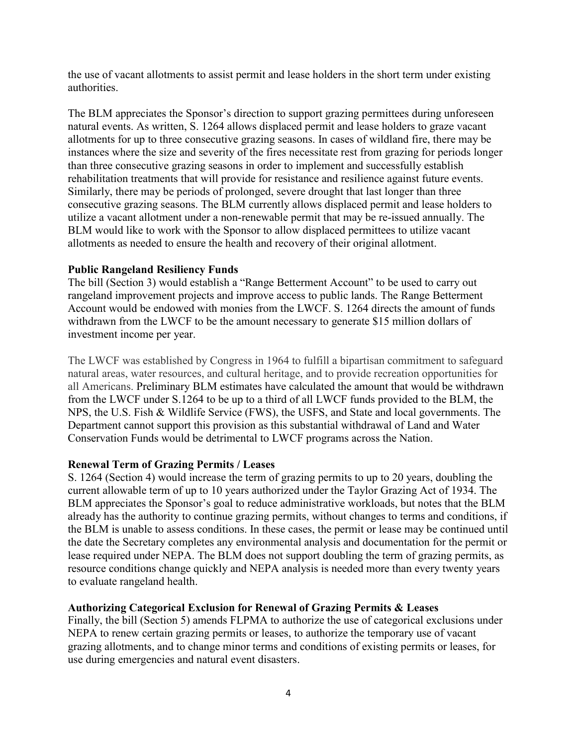the use of vacant allotments to assist permit and lease holders in the short term under existing authorities.

The BLM appreciates the Sponsor's direction to support grazing permittees during unforeseen natural events. As written, S. 1264 allows displaced permit and lease holders to graze vacant allotments for up to three consecutive grazing seasons. In cases of wildland fire, there may be instances where the size and severity of the fires necessitate rest from grazing for periods longer than three consecutive grazing seasons in order to implement and successfully establish rehabilitation treatments that will provide for resistance and resilience against future events. Similarly, there may be periods of prolonged, severe drought that last longer than three consecutive grazing seasons. The BLM currently allows displaced permit and lease holders to utilize a vacant allotment under a non-renewable permit that may be re-issued annually. The BLM would like to work with the Sponsor to allow displaced permittees to utilize vacant allotments as needed to ensure the health and recovery of their original allotment.

**Public Rangeland Resiliency Funds**

The bill (Section 3) would establish a "Range Betterment Account" to be used to carry out rangeland improvement projects and improve access to public lands. The Range Betterment Account would be endowed with monies from the LWCF. S. 1264 directs the amount of funds withdrawn from the LWCF to be the amount necessary to generate $15 million dollars of investment income per year.

The LWCF was established by Congress in 1964 to fulfill a bipartisan commitment to safeguard natural areas, water resources, and cultural heritage, and to provide recreation opportunities for all Americans. Preliminary BLM estimates have calculated the amount that would be withdrawn from the LWCF under S.1264 to be up to a third of all LWCF funds provided to the BLM, the NPS, the U.S. Fish & Wildlife Service (FWS), the USFS, and State and local governments. The Department cannot support this provision as this substantial withdrawal of Land and Water Conservation Funds would be detrimental to LWCF programs across the Nation.

**Renewal Term of Grazing Permits / Leases**

S. 1264 (Section 4) would increase the term of grazing permits to up to 20 years, doubling the current allowable term of up to 10 years authorized under the Taylor Grazing Act of 1934. The BLM appreciates the Sponsor's goal to reduce administrative workloads, but notes that the BLM already has the authority to continue grazing permits, without changes to terms and conditions, if the BLM is unable to assess conditions. In these cases, the permit or lease may be continued until the date the Secretary completes any environmental analysis and documentation for the permit or lease required under NEPA. The BLM does not support doubling the term of grazing permits, as resource conditions change quickly and NEPA analysis is needed more than every twenty years to evaluate rangeland health.

**Authorizing Categorical Exclusion for Renewal of Grazing Permits & Leases**

Finally, the bill (Section 5) amends FLPMA to authorize the use of categorical exclusions under NEPA to renew certain grazing permits or leases, to authorize the temporary use of vacant grazing allotments, and to change minor terms and conditions of existing permits or leases, for use during emergencies and natural event disasters.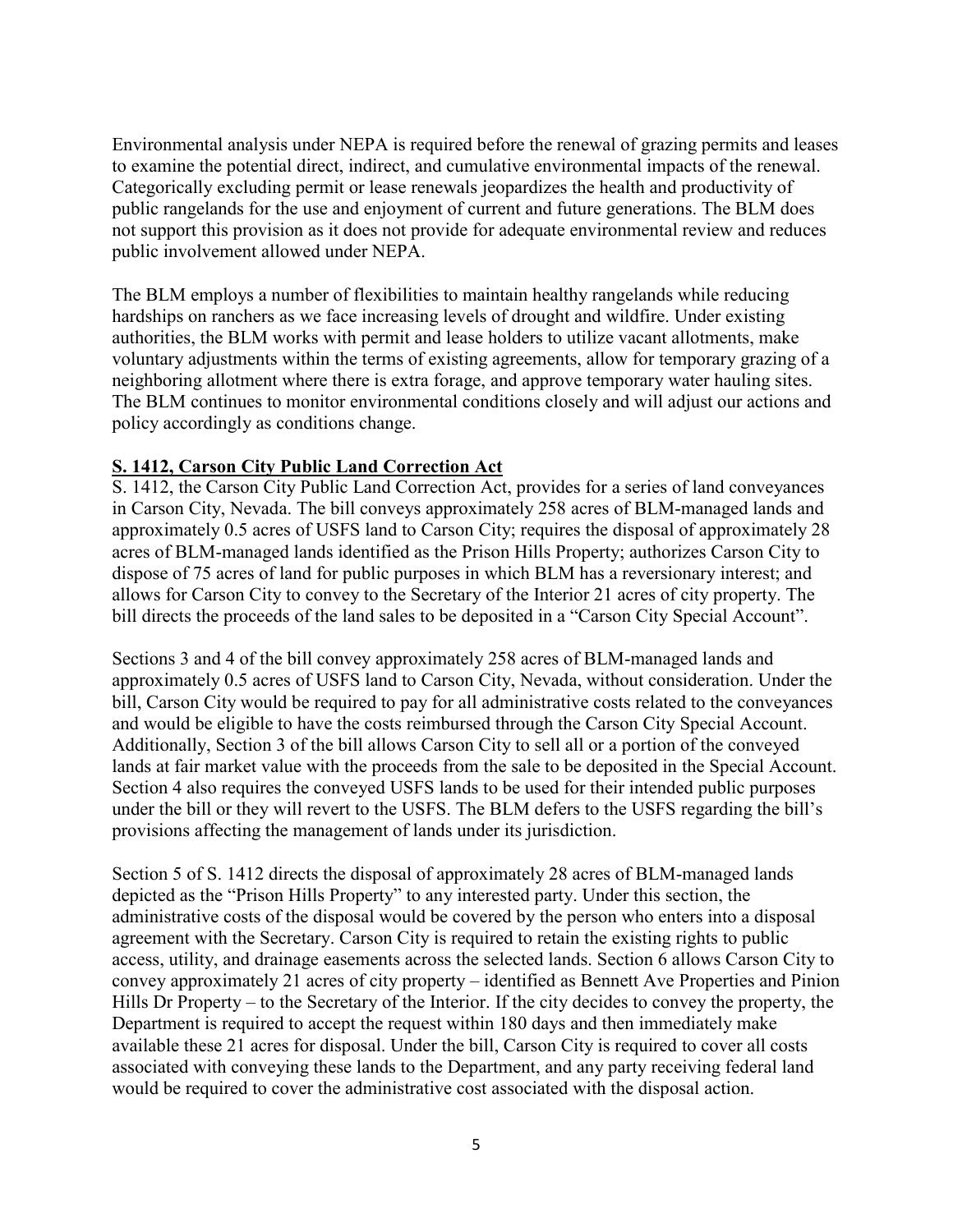Environmental analysis under NEPA is required before the renewal of grazing permits and leases to examine the potential direct, indirect, and cumulative environmental impacts of the renewal. Categorically excluding permit or lease renewals jeopardizes the health and productivity of public rangelands for the use and enjoyment of current and future generations. The BLM does not support this provision as it does not provide for adequate environmental review and reduces public involvement allowed under NEPA.

The BLM employs a number of flexibilities to maintain healthy rangelands while reducing hardships on ranchers as we face increasing levels of drought and wildfire. Under existing authorities, the BLM works with permit and lease holders to utilize vacant allotments, make voluntary adjustments within the terms of existing agreements, allow for temporary grazing of a neighboring allotment where there is extra forage, and approve temporary water hauling sites. The BLM continues to monitor environmental conditions closely and will adjust our actions and policy accordingly as conditions change.

**S. 1412, Carson City Public Land Correction Act**

S. 1412, the Carson City Public Land Correction Act, provides for a series of land conveyances in Carson City, Nevada. The bill conveys approximately 258 acres of BLM-managed lands and approximately 0.5 acres of USFS land to Carson City; requires the disposal of approximately 28 acres of BLM-managed lands identified as the Prison Hills Property; authorizes Carson City to dispose of 75 acres of land for public purposes in which BLM has a reversionary interest; and allows for Carson City to convey to the Secretary of the Interior 21 acres of city property. The bill directs the proceeds of the land sales to be deposited in a "Carson City Special Account".

Sections 3 and 4 of the bill convey approximately 258 acres of BLM-managed lands and approximately 0.5 acres of USFS land to Carson City, Nevada, without consideration. Under the bill, Carson City would be required to pay for all administrative costs related to the conveyances and would be eligible to have the costs reimbursed through the Carson City Special Account. Additionally, Section 3 of the bill allows Carson City to sell all or a portion of the conveyed lands at fair market value with the proceeds from the sale to be deposited in the Special Account. Section 4 also requires the conveyed USFS lands to be used for their intended public purposes under the bill or they will revert to the USFS. The BLM defers to the USFS regarding the bill's provisions affecting the management of lands under its jurisdiction.

Section 5 of S. 1412 directs the disposal of approximately 28 acres of BLM-managed lands depicted as the "Prison Hills Property" to any interested party. Under this section, the administrative costs of the disposal would be covered by the person who enters into a disposal agreement with the Secretary. Carson City is required to retain the existing rights to public access, utility, and drainage easements across the selected lands. Section 6 allows Carson City to convey approximately 21 acres of city property – identified as Bennett Ave Properties and Pinion Hills Dr Property – to the Secretary of the Interior. If the city decides to convey the property, the Department is required to accept the request within 180 days and then immediately make available these 21 acres for disposal. Under the bill, Carson City is required to cover all costs associated with conveying these lands to the Department, and any party receiving federal land would be required to cover the administrative cost associated with the disposal action.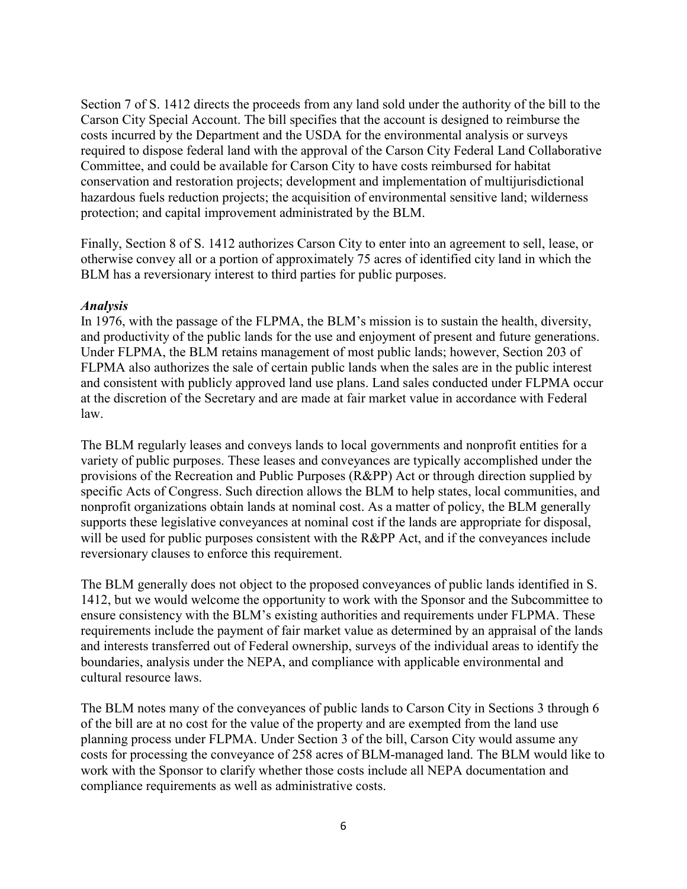Section 7 of S. 1412 directs the proceeds from any land sold under the authority of the bill to the Carson City Special Account. The bill specifies that the account is designed to reimburse the costs incurred by the Department and the USDA for the environmental analysis or surveys required to dispose federal land with the approval of the Carson City Federal Land Collaborative Committee, and could be available for Carson City to have costs reimbursed for habitat conservation and restoration projects; development and implementation of multijurisdictional hazardous fuels reduction projects; the acquisition of environmental sensitive land; wilderness protection; and capital improvement administrated by the BLM.

Finally, Section 8 of S. 1412 authorizes Carson City to enter into an agreement to sell, lease, or otherwise convey all or a portion of approximately 75 acres of identified city land in which the BLM has a reversionary interest to third parties for public purposes.

***Analysis***

In 1976, with the passage of the FLPMA, the BLM's mission is to sustain the health, diversity, and productivity of the public lands for the use and enjoyment of present and future generations. Under FLPMA, the BLM retains management of most public lands; however, Section 203 of FLPMA also authorizes the sale of certain public lands when the sales are in the public interest and consistent with publicly approved land use plans. Land sales conducted under FLPMA occur at the discretion of the Secretary and are made at fair market value in accordance with Federal law.

The BLM regularly leases and conveys lands to local governments and nonprofit entities for a variety of public purposes. These leases and conveyances are typically accomplished under the provisions of the Recreation and Public Purposes (R&PP) Act or through direction supplied by specific Acts of Congress. Such direction allows the BLM to help states, local communities, and nonprofit organizations obtain lands at nominal cost. As a matter of policy, the BLM generally supports these legislative conveyances at nominal cost if the lands are appropriate for disposal, will be used for public purposes consistent with the R&PP Act, and if the conveyances include reversionary clauses to enforce this requirement.

The BLM generally does not object to the proposed conveyances of public lands identified in S. 1412, but we would welcome the opportunity to work with the Sponsor and the Subcommittee to ensure consistency with the BLM's existing authorities and requirements under FLPMA. These requirements include the payment of fair market value as determined by an appraisal of the lands and interests transferred out of Federal ownership, surveys of the individual areas to identify the boundaries, analysis under the NEPA, and compliance with applicable environmental and cultural resource laws.

The BLM notes many of the conveyances of public lands to Carson City in Sections 3 through 6 of the bill are at no cost for the value of the property and are exempted from the land use planning process under FLPMA. Under Section 3 of the bill, Carson City would assume any costs for processing the conveyance of 258 acres of BLM-managed land. The BLM would like to work with the Sponsor to clarify whether those costs include all NEPA documentation and compliance requirements as well as administrative costs.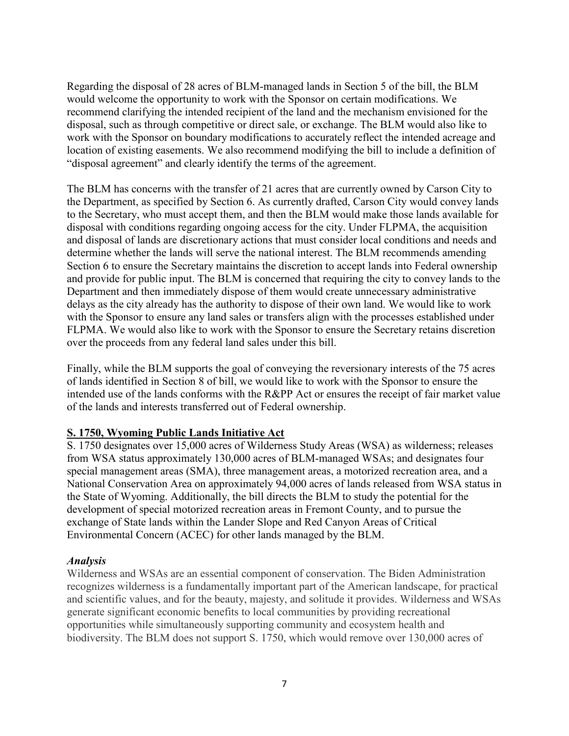Regarding the disposal of 28 acres of BLM-managed lands in Section 5 of the bill, the BLM would welcome the opportunity to work with the Sponsor on certain modifications. We recommend clarifying the intended recipient of the land and the mechanism envisioned for the disposal, such as through competitive or direct sale, or exchange. The BLM would also like to work with the Sponsor on boundary modifications to accurately reflect the intended acreage and location of existing easements. We also recommend modifying the bill to include a definition of "disposal agreement" and clearly identify the terms of the agreement.

The BLM has concerns with the transfer of 21 acres that are currently owned by Carson City to the Department, as specified by Section 6. As currently drafted, Carson City would convey lands to the Secretary, who must accept them, and then the BLM would make those lands available for disposal with conditions regarding ongoing access for the city. Under FLPMA, the acquisition and disposal of lands are discretionary actions that must consider local conditions and needs and determine whether the lands will serve the national interest. The BLM recommends amending Section 6 to ensure the Secretary maintains the discretion to accept lands into Federal ownership and provide for public input. The BLM is concerned that requiring the city to convey lands to the Department and then immediately dispose of them would create unnecessary administrative delays as the city already has the authority to dispose of their own land. We would like to work with the Sponsor to ensure any land sales or transfers align with the processes established under FLPMA. We would also like to work with the Sponsor to ensure the Secretary retains discretion over the proceeds from any federal land sales under this bill.

Finally, while the BLM supports the goal of conveying the reversionary interests of the 75 acres of lands identified in Section 8 of bill, we would like to work with the Sponsor to ensure the intended use of the lands conforms with the R&PP Act or ensures the receipt of fair market value of the lands and interests transferred out of Federal ownership.

**S. 1750, Wyoming Public Lands Initiative Act**

S. 1750 designates over 15,000 acres of Wilderness Study Areas (WSA) as wilderness; releases from WSA status approximately 130,000 acres of BLM-managed WSAs; and designates four special management areas (SMA), three management areas, a motorized recreation area, and a National Conservation Area on approximately 94,000 acres of lands released from WSA status in the State of Wyoming. Additionally, the bill directs the BLM to study the potential for the development of special motorized recreation areas in Fremont County, and to pursue the exchange of State lands within the Lander Slope and Red Canyon Areas of Critical Environmental Concern (ACEC) for other lands managed by the BLM.

***Analysis***

Wilderness and WSAs are an essential component of conservation. The Biden Administration recognizes wilderness is a fundamentally important part of the American landscape, for practical and scientific values, and for the beauty, majesty, and solitude it provides. Wilderness and WSAs generate significant economic benefits to local communities by providing recreational opportunities while simultaneously supporting community and ecosystem health and biodiversity. The BLM does not support S. 1750, which would remove over 130,000 acres of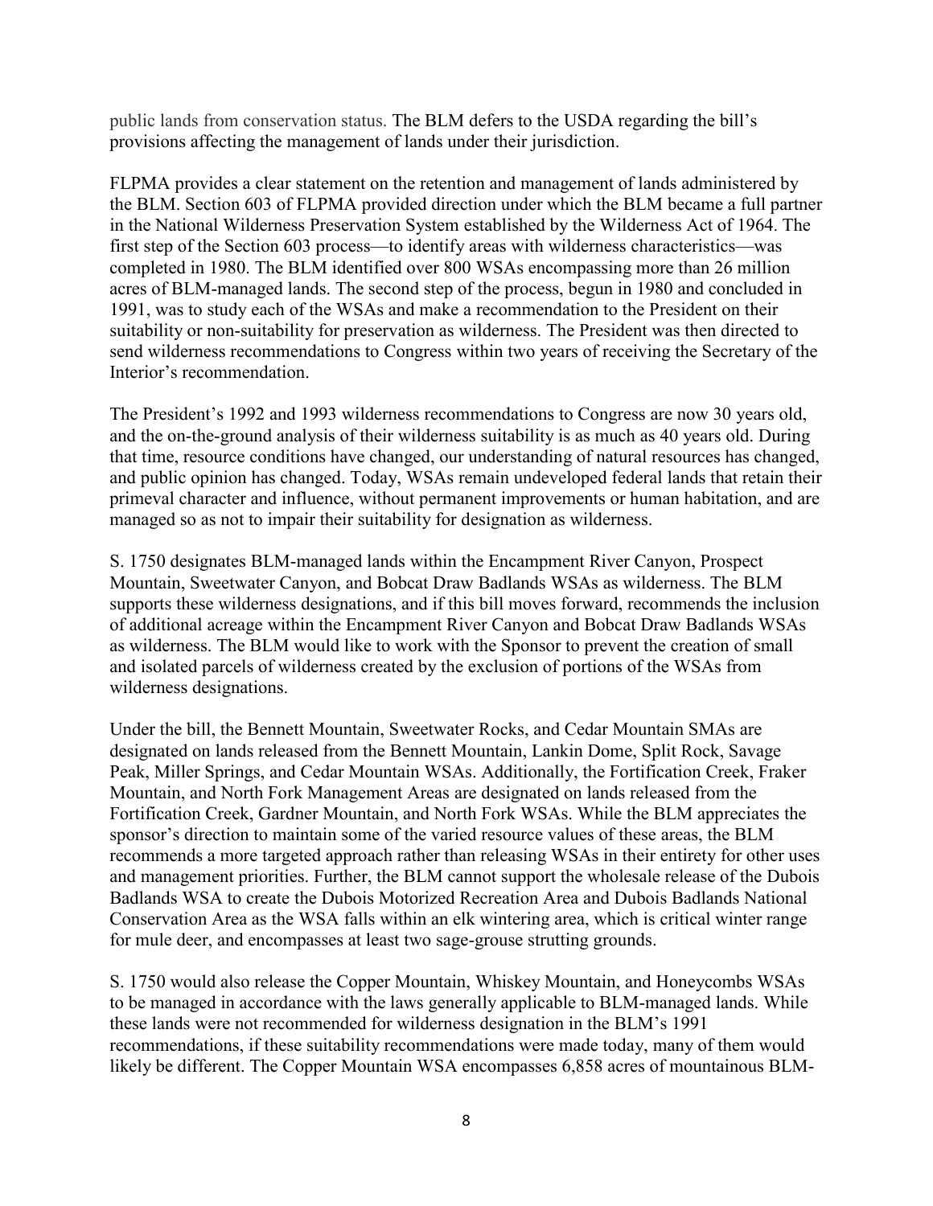public lands from conservation status. The BLM defers to the USDA regarding the bill's provisions affecting the management of lands under their jurisdiction.

FLPMA provides a clear statement on the retention and management of lands administered by the BLM. Section 603 of FLPMA provided direction under which the BLM became a full partner in the National Wilderness Preservation System established by the Wilderness Act of 1964. The first step of the Section 603 process—to identify areas with wilderness characteristics—was completed in 1980. The BLM identified over 800 WSAs encompassing more than 26 million acres of BLM-managed lands. The second step of the process, begun in 1980 and concluded in 1991, was to study each of the WSAs and make a recommendation to the President on their suitability or non-suitability for preservation as wilderness. The President was then directed to send wilderness recommendations to Congress within two years of receiving the Secretary of the Interior's recommendation.

The President's 1992 and 1993 wilderness recommendations to Congress are now 30 years old, and the on-the-ground analysis of their wilderness suitability is as much as 40 years old. During that time, resource conditions have changed, our understanding of natural resources has changed, and public opinion has changed. Today, WSAs remain undeveloped federal lands that retain their primeval character and influence, without permanent improvements or human habitation, and are managed so as not to impair their suitability for designation as wilderness.

S. 1750 designates BLM-managed lands within the Encampment River Canyon, Prospect Mountain, Sweetwater Canyon, and Bobcat Draw Badlands WSAs as wilderness. The BLM supports these wilderness designations, and if this bill moves forward, recommends the inclusion of additional acreage within the Encampment River Canyon and Bobcat Draw Badlands WSAs as wilderness. The BLM would like to work with the Sponsor to prevent the creation of small and isolated parcels of wilderness created by the exclusion of portions of the WSAs from wilderness designations.

Under the bill, the Bennett Mountain, Sweetwater Rocks, and Cedar Mountain SMAs are designated on lands released from the Bennett Mountain, Lankin Dome, Split Rock, Savage Peak, Miller Springs, and Cedar Mountain WSAs. Additionally, the Fortification Creek, Fraker Mountain, and North Fork Management Areas are designated on lands released from the Fortification Creek, Gardner Mountain, and North Fork WSAs. While the BLM appreciates the sponsor's direction to maintain some of the varied resource values of these areas, the BLM recommends a more targeted approach rather than releasing WSAs in their entirety for other uses and management priorities. Further, the BLM cannot support the wholesale release of the Dubois Badlands WSA to create the Dubois Motorized Recreation Area and Dubois Badlands National Conservation Area as the WSA falls within an elk wintering area, which is critical winter range for mule deer, and encompasses at least two sage-grouse strutting grounds.

S. 1750 would also release the Copper Mountain, Whiskey Mountain, and Honeycombs WSAs to be managed in accordance with the laws generally applicable to BLM-managed lands. While these lands were not recommended for wilderness designation in the BLM's 1991 recommendations, if these suitability recommendations were made today, many of them would likely be different. The Copper Mountain WSA encompasses 6,858 acres of mountainous BLM-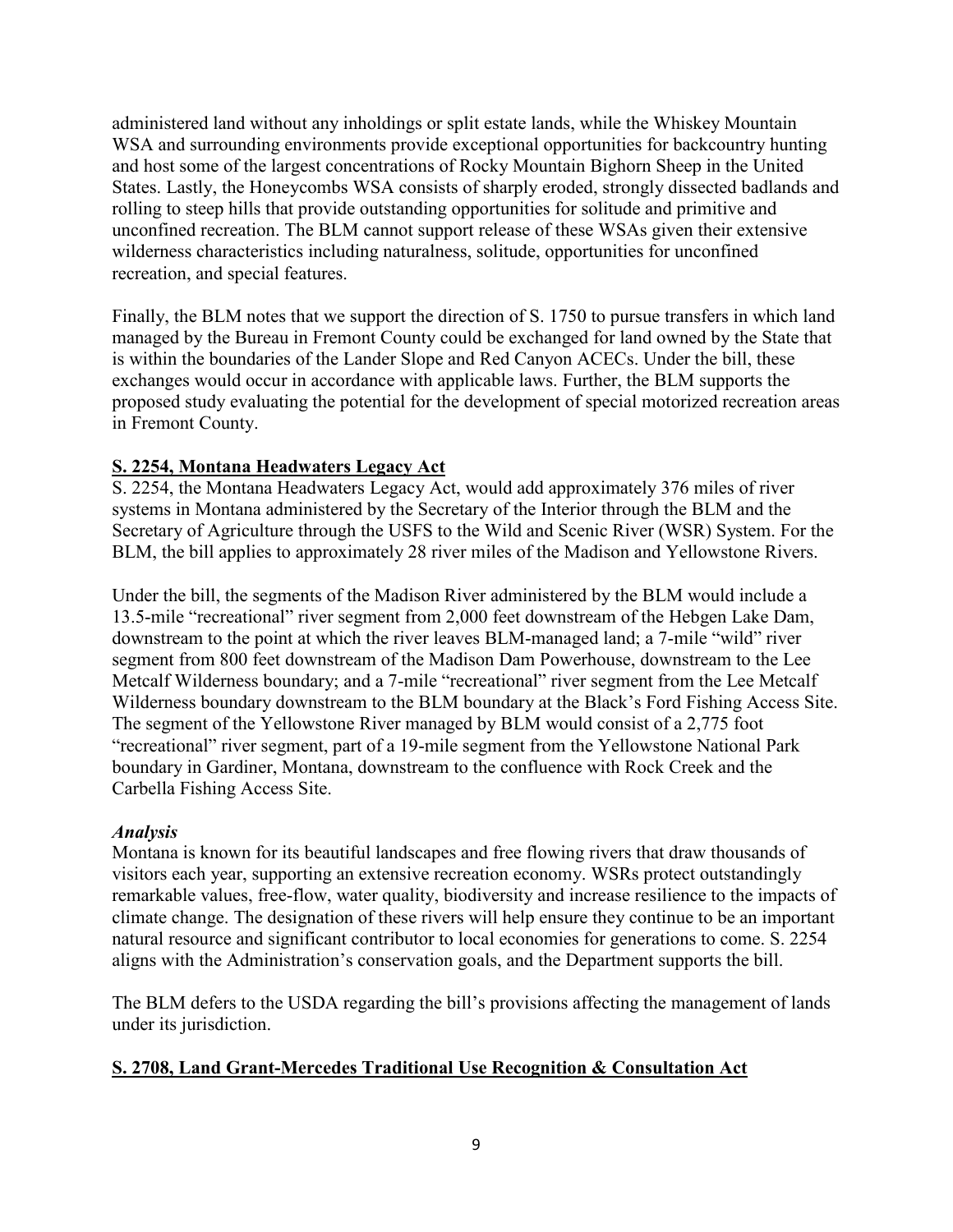administered land without any inholdings or split estate lands, while the Whiskey Mountain WSA and surrounding environments provide exceptional opportunities for backcountry hunting and host some of the largest concentrations of Rocky Mountain Bighorn Sheep in the United States. Lastly, the Honeycombs WSA consists of sharply eroded, strongly dissected badlands and rolling to steep hills that provide outstanding opportunities for solitude and primitive and unconfined recreation. The BLM cannot support release of these WSAs given their extensive wilderness characteristics including naturalness, solitude, opportunities for unconfined recreation, and special features.

Finally, the BLM notes that we support the direction of S. 1750 to pursue transfers in which land managed by the Bureau in Fremont County could be exchanged for land owned by the State that is within the boundaries of the Lander Slope and Red Canyon ACECs. Under the bill, these exchanges would occur in accordance with applicable laws. Further, the BLM supports the proposed study evaluating the potential for the development of special motorized recreation areas in Fremont County.

**S. 2254, Montana Headwaters Legacy Act**

S. 2254, the Montana Headwaters Legacy Act, would add approximately 376 miles of river systems in Montana administered by the Secretary of the Interior through the BLM and the Secretary of Agriculture through the USFS to the Wild and Scenic River (WSR) System. For the BLM, the bill applies to approximately 28 river miles of the Madison and Yellowstone Rivers.

Under the bill, the segments of the Madison River administered by the BLM would include a 13.5-mile "recreational" river segment from 2,000 feet downstream of the Hebgen Lake Dam, downstream to the point at which the river leaves BLM-managed land; a 7-mile "wild" river segment from 800 feet downstream of the Madison Dam Powerhouse, downstream to the Lee Metcalf Wilderness boundary; and a 7-mile "recreational" river segment from the Lee Metcalf Wilderness boundary downstream to the BLM boundary at the Black's Ford Fishing Access Site. The segment of the Yellowstone River managed by BLM would consist of a 2,775 foot "recreational" river segment, part of a 19-mile segment from the Yellowstone National Park boundary in Gardiner, Montana, downstream to the confluence with Rock Creek and the Carbella Fishing Access Site.

***Analysis***

Montana is known for its beautiful landscapes and free flowing rivers that draw thousands of visitors each year, supporting an extensive recreation economy. WSRs protect outstandingly remarkable values, free-flow, water quality, biodiversity and increase resilience to the impacts of climate change. The designation of these rivers will help ensure they continue to be an important natural resource and significant contributor to local economies for generations to come. S. 2254 aligns with the Administration's conservation goals, and the Department supports the bill.

The BLM defers to the USDA regarding the bill's provisions affecting the management of lands under its jurisdiction.

**S. 2708, Land Grant-Mercedes Traditional Use Recognition & Consultation Act**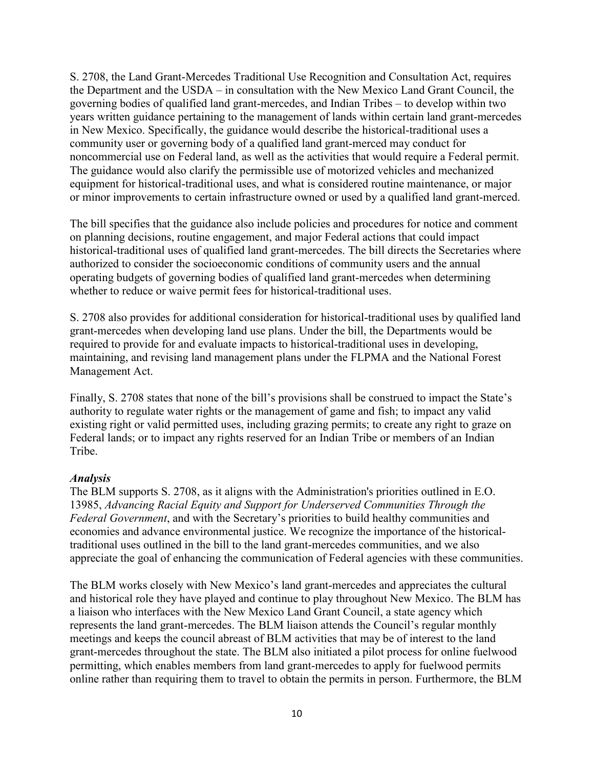S. 2708, the Land Grant-Mercedes Traditional Use Recognition and Consultation Act, requires the Department and the USDA – in consultation with the New Mexico Land Grant Council, the governing bodies of qualified land grant-mercedes, and Indian Tribes – to develop within two years written guidance pertaining to the management of lands within certain land grant-mercedes in New Mexico. Specifically, the guidance would describe the historical-traditional uses a community user or governing body of a qualified land grant-merced may conduct for noncommercial use on Federal land, as well as the activities that would require a Federal permit. The guidance would also clarify the permissible use of motorized vehicles and mechanized equipment for historical-traditional uses, and what is considered routine maintenance, or major or minor improvements to certain infrastructure owned or used by a qualified land grant-merced.

The bill specifies that the guidance also include policies and procedures for notice and comment on planning decisions, routine engagement, and major Federal actions that could impact historical-traditional uses of qualified land grant-mercedes. The bill directs the Secretaries where authorized to consider the socioeconomic conditions of community users and the annual operating budgets of governing bodies of qualified land grant-mercedes when determining whether to reduce or waive permit fees for historical-traditional uses.

S. 2708 also provides for additional consideration for historical-traditional uses by qualified land grant-mercedes when developing land use plans. Under the bill, the Departments would be required to provide for and evaluate impacts to historical-traditional uses in developing, maintaining, and revising land management plans under the FLPMA and the National Forest Management Act.

Finally, S. 2708 states that none of the bill's provisions shall be construed to impact the State's authority to regulate water rights or the management of game and fish; to impact any valid existing right or valid permitted uses, including grazing permits; to create any right to graze on Federal lands; or to impact any rights reserved for an Indian Tribe or members of an Indian Tribe.

***Analysis***

The BLM supports S. 2708, as it aligns with the Administration's priorities outlined in E.O. 13985, *Advancing Racial Equity and Support for Underserved Communities Through the Federal Government*, and with the Secretary's priorities to build healthy communities and economies and advance environmental justice. We recognize the importance of the historical-traditional uses outlined in the bill to the land grant-mercedes communities, and we also appreciate the goal of enhancing the communication of Federal agencies with these communities.

The BLM works closely with New Mexico's land grant-mercedes and appreciates the cultural and historical role they have played and continue to play throughout New Mexico. The BLM has a liaison who interfaces with the New Mexico Land Grant Council, a state agency which represents the land grant-mercedes. The BLM liaison attends the Council's regular monthly meetings and keeps the council abreast of BLM activities that may be of interest to the land grant-mercedes throughout the state. The BLM also initiated a pilot process for online fuelwood permitting, which enables members from land grant-mercedes to apply for fuelwood permits online rather than requiring them to travel to obtain the permits in person. Furthermore, the BLM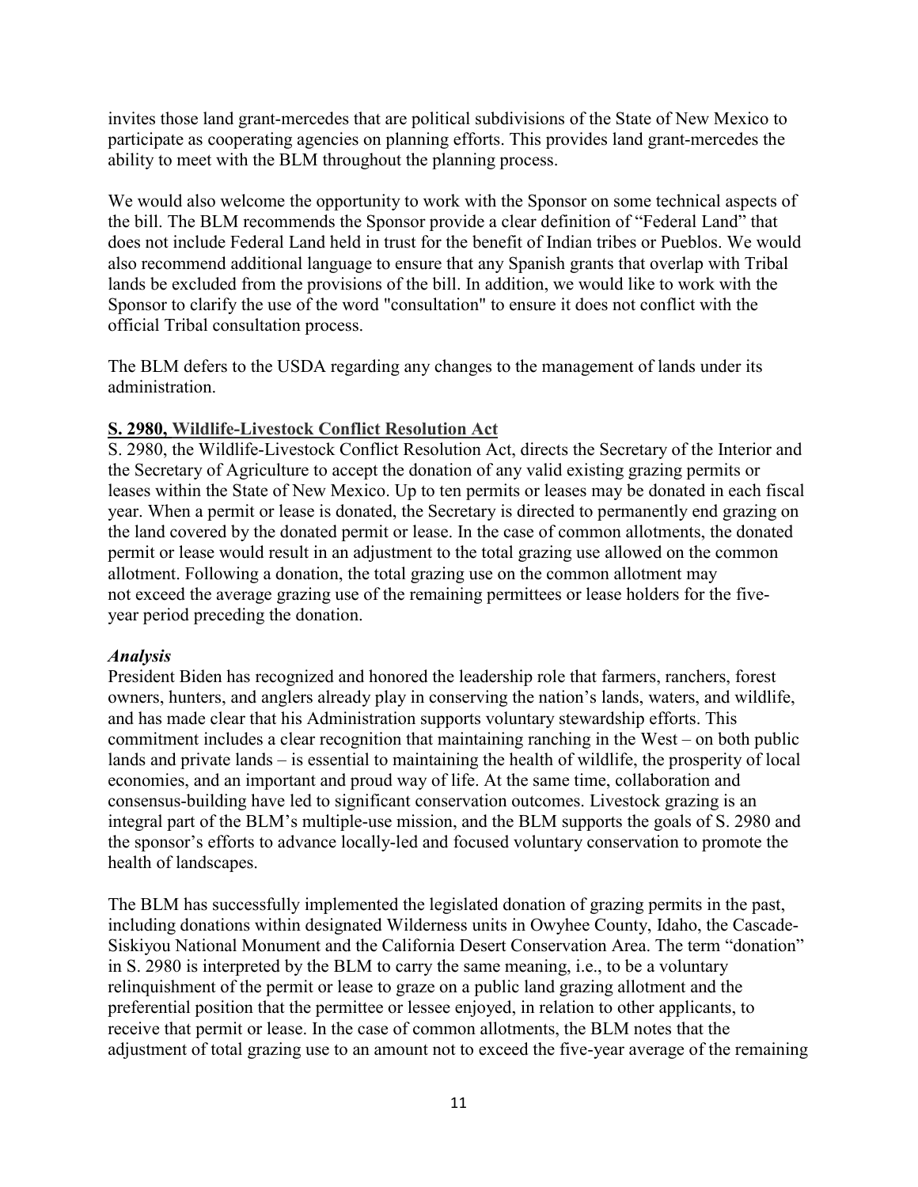invites those land grant-mercedes that are political subdivisions of the State of New Mexico to participate as cooperating agencies on planning efforts. This provides land grant-mercedes the ability to meet with the BLM throughout the planning process.

We would also welcome the opportunity to work with the Sponsor on some technical aspects of the bill. The BLM recommends the Sponsor provide a clear definition of "Federal Land" that does not include Federal Land held in trust for the benefit of Indian tribes or Pueblos. We would also recommend additional language to ensure that any Spanish grants that overlap with Tribal lands be excluded from the provisions of the bill. In addition, we would like to work with the Sponsor to clarify the use of the word "consultation" to ensure it does not conflict with the official Tribal consultation process.

The BLM defers to the USDA regarding any changes to the management of lands under its administration.

**S. 2980, Wildlife-Livestock Conflict Resolution Act**

S. 2980, the Wildlife-Livestock Conflict Resolution Act, directs the Secretary of the Interior and the Secretary of Agriculture to accept the donation of any valid existing grazing permits or leases within the State of New Mexico. Up to ten permits or leases may be donated in each fiscal year. When a permit or lease is donated, the Secretary is directed to permanently end grazing on the land covered by the donated permit or lease. In the case of common allotments, the donated permit or lease would result in an adjustment to the total grazing use allowed on the common allotment. Following a donation, the total grazing use on the common allotment may not exceed the average grazing use of the remaining permittees or lease holders for the five-year period preceding the donation.

***Analysis***

President Biden has recognized and honored the leadership role that farmers, ranchers, forest owners, hunters, and anglers already play in conserving the nation's lands, waters, and wildlife, and has made clear that his Administration supports voluntary stewardship efforts. This commitment includes a clear recognition that maintaining ranching in the West – on both public lands and private lands – is essential to maintaining the health of wildlife, the prosperity of local economies, and an important and proud way of life. At the same time, collaboration and consensus-building have led to significant conservation outcomes. Livestock grazing is an integral part of the BLM's multiple-use mission, and the BLM supports the goals of S. 2980 and the sponsor's efforts to advance locally-led and focused voluntary conservation to promote the health of landscapes.

The BLM has successfully implemented the legislated donation of grazing permits in the past, including donations within designated Wilderness units in Owyhee County, Idaho, the Cascade-Siskiyou National Monument and the California Desert Conservation Area. The term "donation" in S. 2980 is interpreted by the BLM to carry the same meaning, i.e., to be a voluntary relinquishment of the permit or lease to graze on a public land grazing allotment and the preferential position that the permittee or lessee enjoyed, in relation to other applicants, to receive that permit or lease. In the case of common allotments, the BLM notes that the adjustment of total grazing use to an amount not to exceed the five-year average of the remaining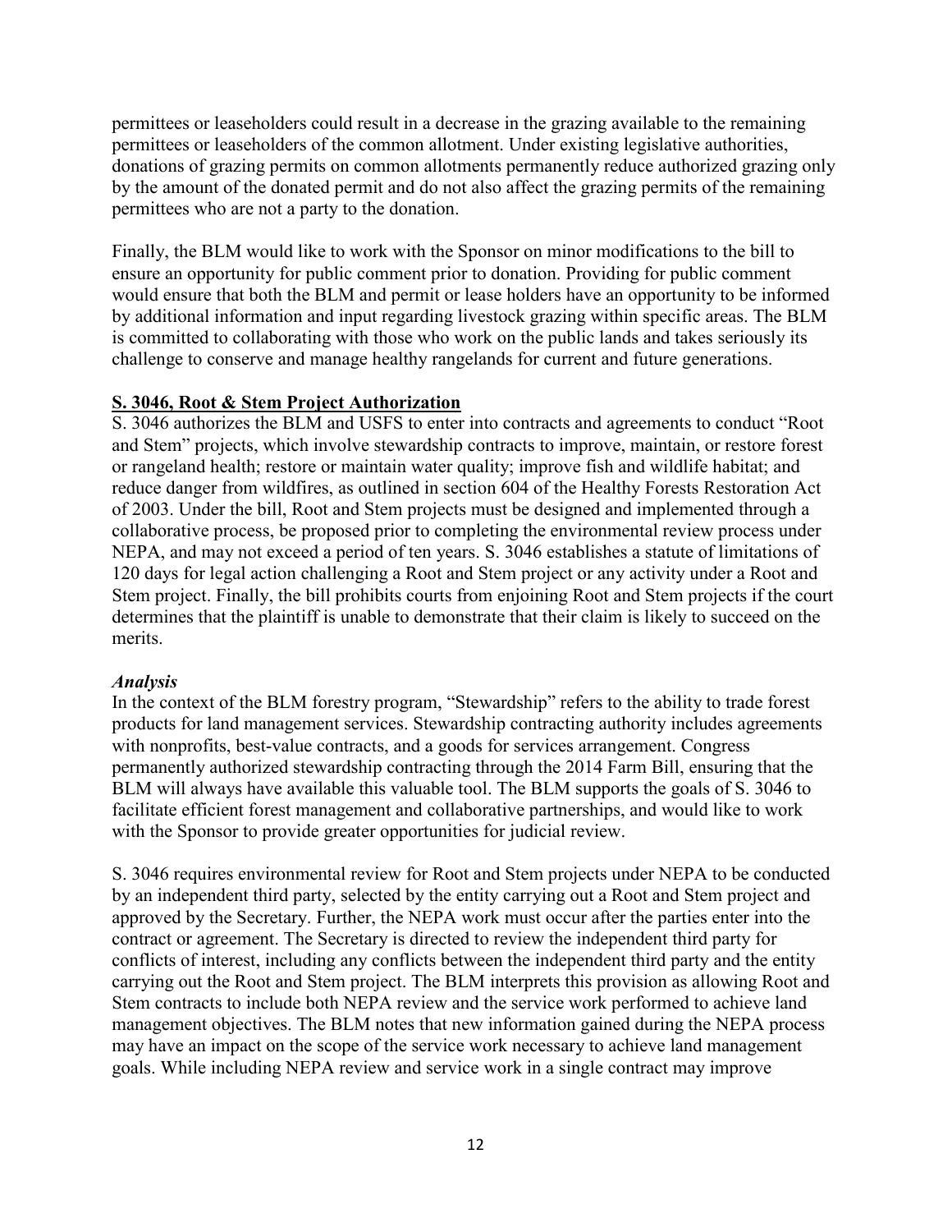permittees or leaseholders could result in a decrease in the grazing available to the remaining permittees or leaseholders of the common allotment. Under existing legislative authorities, donations of grazing permits on common allotments permanently reduce authorized grazing only by the amount of the donated permit and do not also affect the grazing permits of the remaining permittees who are not a party to the donation.

Finally, the BLM would like to work with the Sponsor on minor modifications to the bill to ensure an opportunity for public comment prior to donation. Providing for public comment would ensure that both the BLM and permit or lease holders have an opportunity to be informed by additional information and input regarding livestock grazing within specific areas. The BLM is committed to collaborating with those who work on the public lands and takes seriously its challenge to conserve and manage healthy rangelands for current and future generations.

**S. 3046, Root & Stem Project Authorization**

S. 3046 authorizes the BLM and USFS to enter into contracts and agreements to conduct "Root and Stem" projects, which involve stewardship contracts to improve, maintain, or restore forest or rangeland health; restore or maintain water quality; improve fish and wildlife habitat; and reduce danger from wildfires, as outlined in section 604 of the Healthy Forests Restoration Act of 2003. Under the bill, Root and Stem projects must be designed and implemented through a collaborative process, be proposed prior to completing the environmental review process under NEPA, and may not exceed a period of ten years. S. 3046 establishes a statute of limitations of 120 days for legal action challenging a Root and Stem project or any activity under a Root and Stem project. Finally, the bill prohibits courts from enjoining Root and Stem projects if the court determines that the plaintiff is unable to demonstrate that their claim is likely to succeed on the merits.

***Analysis***

In the context of the BLM forestry program, "Stewardship" refers to the ability to trade forest products for land management services. Stewardship contracting authority includes agreements with nonprofits, best-value contracts, and a goods for services arrangement. Congress permanently authorized stewardship contracting through the 2014 Farm Bill, ensuring that the BLM will always have available this valuable tool. The BLM supports the goals of S. 3046 to facilitate efficient forest management and collaborative partnerships, and would like to work with the Sponsor to provide greater opportunities for judicial review.

S. 3046 requires environmental review for Root and Stem projects under NEPA to be conducted by an independent third party, selected by the entity carrying out a Root and Stem project and approved by the Secretary. Further, the NEPA work must occur after the parties enter into the contract or agreement. The Secretary is directed to review the independent third party for conflicts of interest, including any conflicts between the independent third party and the entity carrying out the Root and Stem project. The BLM interprets this provision as allowing Root and Stem contracts to include both NEPA review and the service work performed to achieve land management objectives. The BLM notes that new information gained during the NEPA process may have an impact on the scope of the service work necessary to achieve land management goals. While including NEPA review and service work in a single contract may improve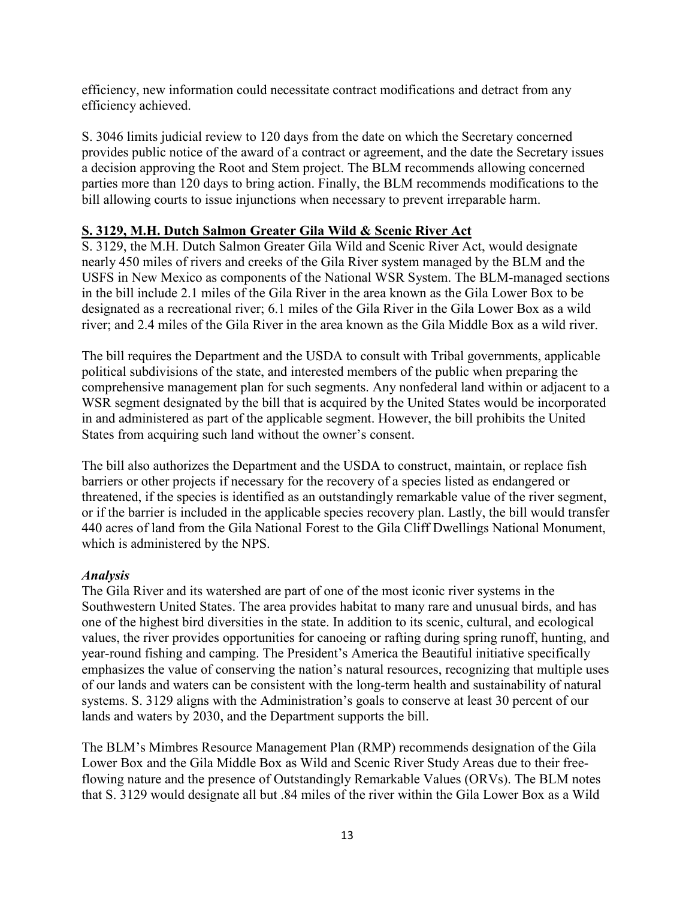efficiency, new information could necessitate contract modifications and detract from any efficiency achieved.

S. 3046 limits judicial review to 120 days from the date on which the Secretary concerned provides public notice of the award of a contract or agreement, and the date the Secretary issues a decision approving the Root and Stem project. The BLM recommends allowing concerned parties more than 120 days to bring action. Finally, the BLM recommends modifications to the bill allowing courts to issue injunctions when necessary to prevent irreparable harm.

**S. 3129, M.H. Dutch Salmon Greater Gila Wild & Scenic River Act**

S. 3129, the M.H. Dutch Salmon Greater Gila Wild and Scenic River Act, would designate nearly 450 miles of rivers and creeks of the Gila River system managed by the BLM and the USFS in New Mexico as components of the National WSR System. The BLM-managed sections in the bill include 2.1 miles of the Gila River in the area known as the Gila Lower Box to be designated as a recreational river; 6.1 miles of the Gila River in the Gila Lower Box as a wild river; and 2.4 miles of the Gila River in the area known as the Gila Middle Box as a wild river.

The bill requires the Department and the USDA to consult with Tribal governments, applicable political subdivisions of the state, and interested members of the public when preparing the comprehensive management plan for such segments. Any nonfederal land within or adjacent to a WSR segment designated by the bill that is acquired by the United States would be incorporated in and administered as part of the applicable segment. However, the bill prohibits the United States from acquiring such land without the owner's consent.

The bill also authorizes the Department and the USDA to construct, maintain, or replace fish barriers or other projects if necessary for the recovery of a species listed as endangered or threatened, if the species is identified as an outstandingly remarkable value of the river segment, or if the barrier is included in the applicable species recovery plan. Lastly, the bill would transfer 440 acres of land from the Gila National Forest to the Gila Cliff Dwellings National Monument, which is administered by the NPS.

***Analysis***

The Gila River and its watershed are part of one of the most iconic river systems in the Southwestern United States. The area provides habitat to many rare and unusual birds, and has one of the highest bird diversities in the state. In addition to its scenic, cultural, and ecological values, the river provides opportunities for canoeing or rafting during spring runoff, hunting, and year-round fishing and camping. The President's America the Beautiful initiative specifically emphasizes the value of conserving the nation's natural resources, recognizing that multiple uses of our lands and waters can be consistent with the long-term health and sustainability of natural systems. S. 3129 aligns with the Administration's goals to conserve at least 30 percent of our lands and waters by 2030, and the Department supports the bill.

The BLM's Mimbres Resource Management Plan (RMP) recommends designation of the Gila Lower Box and the Gila Middle Box as Wild and Scenic River Study Areas due to their free-flowing nature and the presence of Outstandingly Remarkable Values (ORVs). The BLM notes that S. 3129 would designate all but .84 miles of the river within the Gila Lower Box as a Wild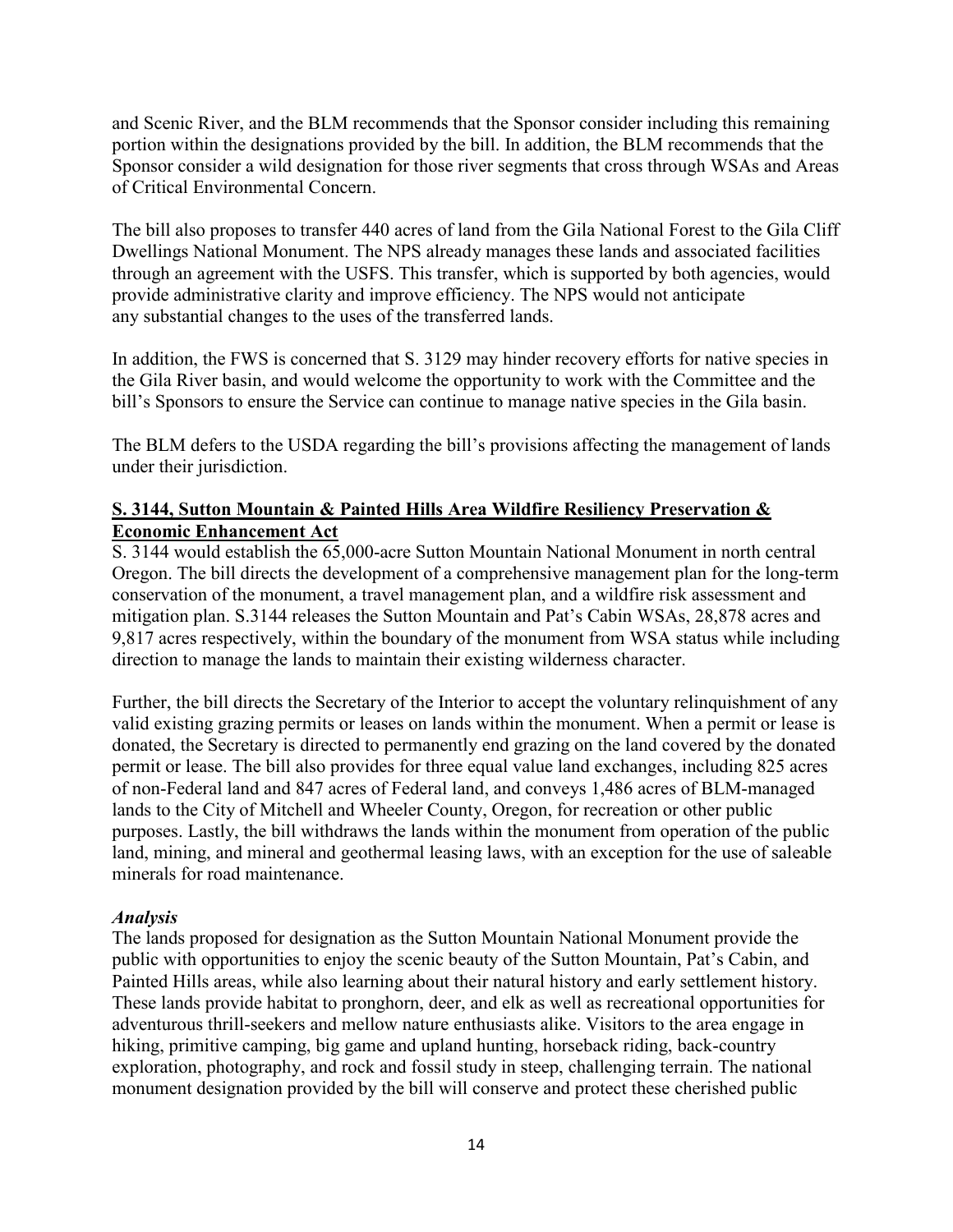and Scenic River, and the BLM recommends that the Sponsor consider including this remaining portion within the designations provided by the bill. In addition, the BLM recommends that the Sponsor consider a wild designation for those river segments that cross through WSAs and Areas of Critical Environmental Concern.

The bill also proposes to transfer 440 acres of land from the Gila National Forest to the Gila Cliff Dwellings National Monument. The NPS already manages these lands and associated facilities through an agreement with the USFS. This transfer, which is supported by both agencies, would provide administrative clarity and improve efficiency. The NPS would not anticipate any substantial changes to the uses of the transferred lands.

In addition, the FWS is concerned that S. 3129 may hinder recovery efforts for native species in the Gila River basin, and would welcome the opportunity to work with the Committee and the bill's Sponsors to ensure the Service can continue to manage native species in the Gila basin.

The BLM defers to the USDA regarding the bill's provisions affecting the management of lands under their jurisdiction.

**S. 3144, Sutton Mountain & Painted Hills Area Wildfire Resiliency Preservation & Economic Enhancement Act**

S. 3144 would establish the 65,000-acre Sutton Mountain National Monument in north central Oregon. The bill directs the development of a comprehensive management plan for the long-term conservation of the monument, a travel management plan, and a wildfire risk assessment and mitigation plan. S.3144 releases the Sutton Mountain and Pat's Cabin WSAs, 28,878 acres and 9,817 acres respectively, within the boundary of the monument from WSA status while including direction to manage the lands to maintain their existing wilderness character.

Further, the bill directs the Secretary of the Interior to accept the voluntary relinquishment of any valid existing grazing permits or leases on lands within the monument. When a permit or lease is donated, the Secretary is directed to permanently end grazing on the land covered by the donated permit or lease. The bill also provides for three equal value land exchanges, including 825 acres of non-Federal land and 847 acres of Federal land, and conveys 1,486 acres of BLM-managed lands to the City of Mitchell and Wheeler County, Oregon, for recreation or other public purposes. Lastly, the bill withdraws the lands within the monument from operation of the public land, mining, and mineral and geothermal leasing laws, with an exception for the use of saleable minerals for road maintenance.

***Analysis***

The lands proposed for designation as the Sutton Mountain National Monument provide the public with opportunities to enjoy the scenic beauty of the Sutton Mountain, Pat's Cabin, and Painted Hills areas, while also learning about their natural history and early settlement history. These lands provide habitat to pronghorn, deer, and elk as well as recreational opportunities for adventurous thrill-seekers and mellow nature enthusiasts alike. Visitors to the area engage in hiking, primitive camping, big game and upland hunting, horseback riding, back-country exploration, photography, and rock and fossil study in steep, challenging terrain. The national monument designation provided by the bill will conserve and protect these cherished public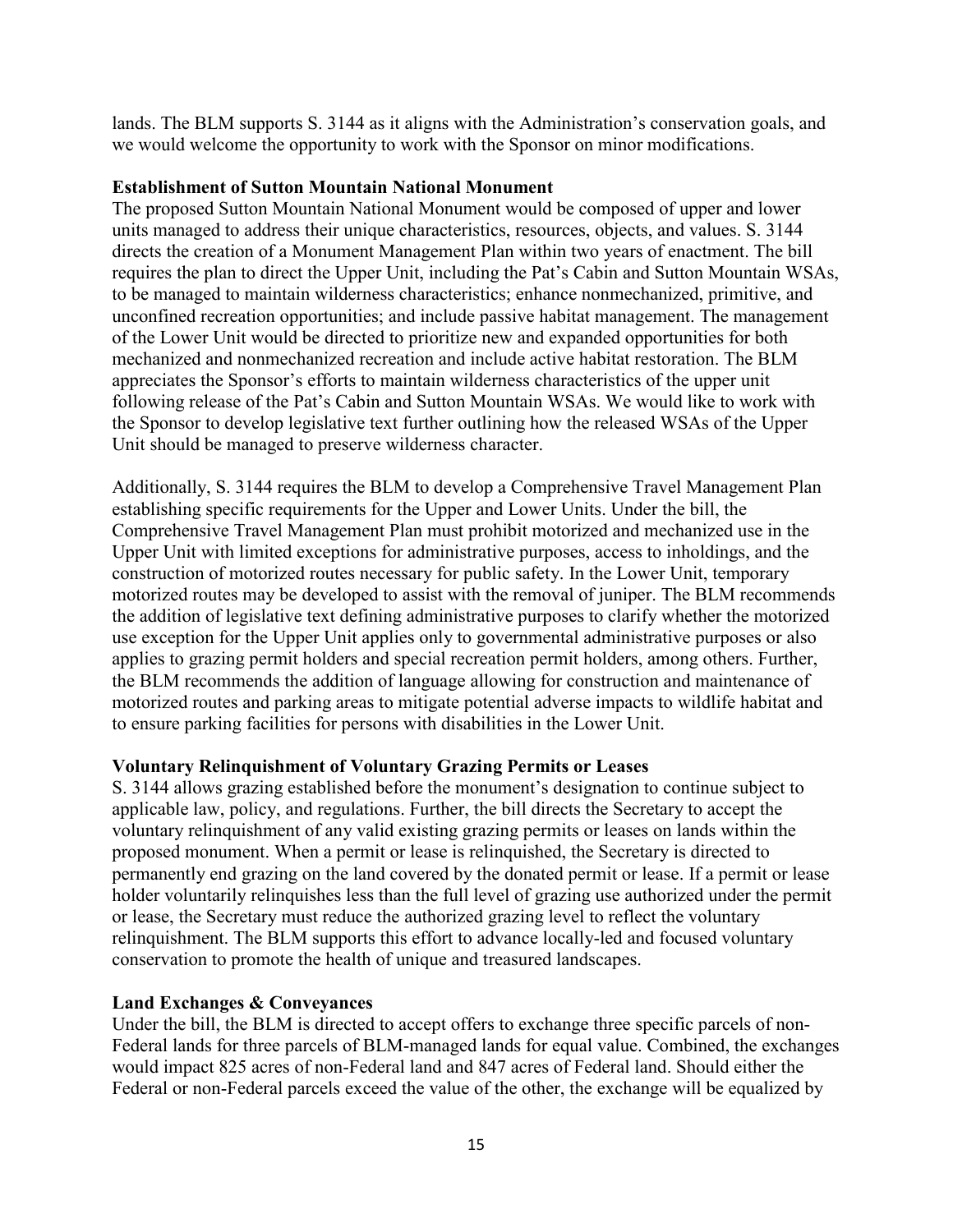lands. The BLM supports S. 3144 as it aligns with the Administration's conservation goals, and we would welcome the opportunity to work with the Sponsor on minor modifications.

**Establishment of Sutton Mountain National Monument**

The proposed Sutton Mountain National Monument would be composed of upper and lower units managed to address their unique characteristics, resources, objects, and values. S. 3144 directs the creation of a Monument Management Plan within two years of enactment. The bill requires the plan to direct the Upper Unit, including the Pat's Cabin and Sutton Mountain WSAs, to be managed to maintain wilderness characteristics; enhance nonmechanized, primitive, and unconfined recreation opportunities; and include passive habitat management. The management of the Lower Unit would be directed to prioritize new and expanded opportunities for both mechanized and nonmechanized recreation and include active habitat restoration. The BLM appreciates the Sponsor's efforts to maintain wilderness characteristics of the upper unit following release of the Pat's Cabin and Sutton Mountain WSAs. We would like to work with the Sponsor to develop legislative text further outlining how the released WSAs of the Upper Unit should be managed to preserve wilderness character.

Additionally, S. 3144 requires the BLM to develop a Comprehensive Travel Management Plan establishing specific requirements for the Upper and Lower Units. Under the bill, the Comprehensive Travel Management Plan must prohibit motorized and mechanized use in the Upper Unit with limited exceptions for administrative purposes, access to inholdings, and the construction of motorized routes necessary for public safety. In the Lower Unit, temporary motorized routes may be developed to assist with the removal of juniper. The BLM recommends the addition of legislative text defining administrative purposes to clarify whether the motorized use exception for the Upper Unit applies only to governmental administrative purposes or also applies to grazing permit holders and special recreation permit holders, among others. Further, the BLM recommends the addition of language allowing for construction and maintenance of motorized routes and parking areas to mitigate potential adverse impacts to wildlife habitat and to ensure parking facilities for persons with disabilities in the Lower Unit.

**Voluntary Relinquishment of Voluntary Grazing Permits or Leases**

S. 3144 allows grazing established before the monument's designation to continue subject to applicable law, policy, and regulations. Further, the bill directs the Secretary to accept the voluntary relinquishment of any valid existing grazing permits or leases on lands within the proposed monument. When a permit or lease is relinquished, the Secretary is directed to permanently end grazing on the land covered by the donated permit or lease. If a permit or lease holder voluntarily relinquishes less than the full level of grazing use authorized under the permit or lease, the Secretary must reduce the authorized grazing level to reflect the voluntary relinquishment. The BLM supports this effort to advance locally-led and focused voluntary conservation to promote the health of unique and treasured landscapes.

**Land Exchanges & Conveyances**

Under the bill, the BLM is directed to accept offers to exchange three specific parcels of non-Federal lands for three parcels of BLM-managed lands for equal value. Combined, the exchanges would impact 825 acres of non-Federal land and 847 acres of Federal land. Should either the Federal or non-Federal parcels exceed the value of the other, the exchange will be equalized by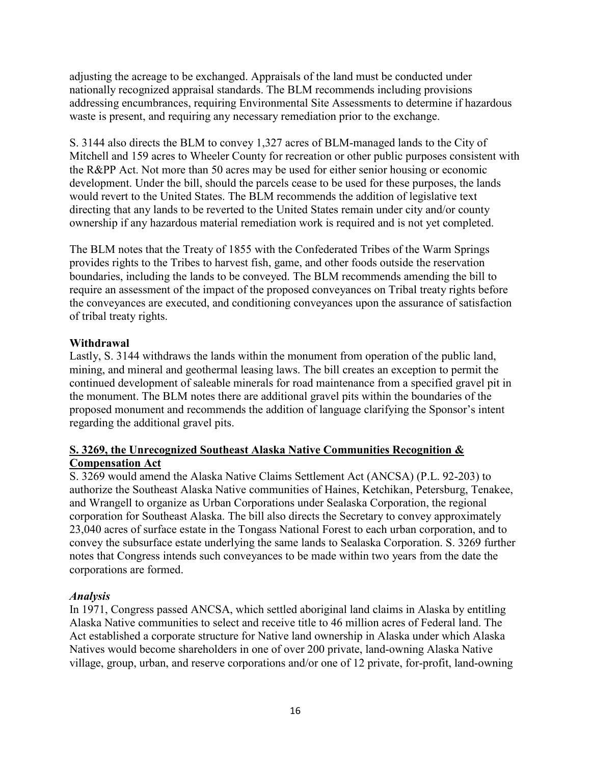adjusting the acreage to be exchanged. Appraisals of the land must be conducted under nationally recognized appraisal standards. The BLM recommends including provisions addressing encumbrances, requiring Environmental Site Assessments to determine if hazardous waste is present, and requiring any necessary remediation prior to the exchange.

S. 3144 also directs the BLM to convey 1,327 acres of BLM-managed lands to the City of Mitchell and 159 acres to Wheeler County for recreation or other public purposes consistent with the R&PP Act. Not more than 50 acres may be used for either senior housing or economic development. Under the bill, should the parcels cease to be used for these purposes, the lands would revert to the United States. The BLM recommends the addition of legislative text directing that any lands to be reverted to the United States remain under city and/or county ownership if any hazardous material remediation work is required and is not yet completed.

The BLM notes that the Treaty of 1855 with the Confederated Tribes of the Warm Springs provides rights to the Tribes to harvest fish, game, and other foods outside the reservation boundaries, including the lands to be conveyed. The BLM recommends amending the bill to require an assessment of the impact of the proposed conveyances on Tribal treaty rights before the conveyances are executed, and conditioning conveyances upon the assurance of satisfaction of tribal treaty rights.

**Withdrawal**

Lastly, S. 3144 withdraws the lands within the monument from operation of the public land, mining, and mineral and geothermal leasing laws. The bill creates an exception to permit the continued development of saleable minerals for road maintenance from a specified gravel pit in the monument. The BLM notes there are additional gravel pits within the boundaries of the proposed monument and recommends the addition of language clarifying the Sponsor's intent regarding the additional gravel pits.

## S. 3269, the Unrecognized Southeast Alaska Native Communities Recognition & Compensation Act

S. 3269 would amend the Alaska Native Claims Settlement Act (ANCSA) (P.L. 92-203) to authorize the Southeast Alaska Native communities of Haines, Ketchikan, Petersburg, Tenakee, and Wrangell to organize as Urban Corporations under Sealaska Corporation, the regional corporation for Southeast Alaska. The bill also directs the Secretary to convey approximately 23,040 acres of surface estate in the Tongass National Forest to each urban corporation, and to convey the subsurface estate underlying the same lands to Sealaska Corporation. S. 3269 further notes that Congress intends such conveyances to be made within two years from the date the corporations are formed.

***Analysis***

In 1971, Congress passed ANCSA, which settled aboriginal land claims in Alaska by entitling Alaska Native communities to select and receive title to 46 million acres of Federal land. The Act established a corporate structure for Native land ownership in Alaska under which Alaska Natives would become shareholders in one of over 200 private, land-owning Alaska Native village, group, urban, and reserve corporations and/or one of 12 private, for-profit, land-owning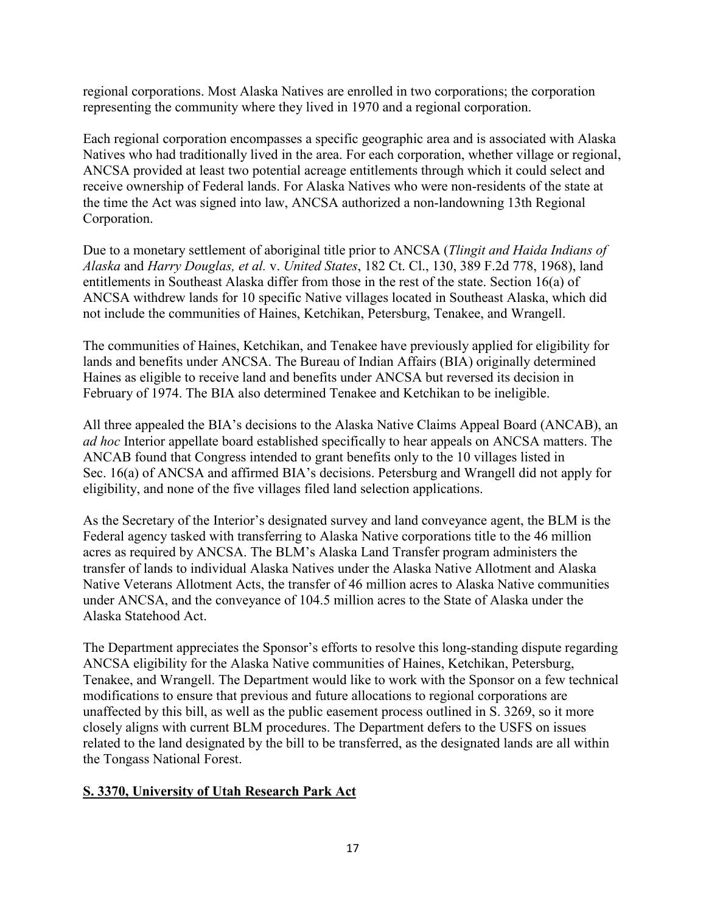regional corporations. Most Alaska Natives are enrolled in two corporations; the corporation representing the community where they lived in 1970 and a regional corporation.

Each regional corporation encompasses a specific geographic area and is associated with Alaska Natives who had traditionally lived in the area. For each corporation, whether village or regional, ANCSA provided at least two potential acreage entitlements through which it could select and receive ownership of Federal lands. For Alaska Natives who were non-residents of the state at the time the Act was signed into law, ANCSA authorized a non-landowning 13th Regional Corporation.

Due to a monetary settlement of aboriginal title prior to ANCSA (*Tlingit and Haida Indians of Alaska* and *Harry Douglas, et al.* v. *United States*, 182 Ct. Cl., 130, 389 F.2d 778, 1968), land entitlements in Southeast Alaska differ from those in the rest of the state. Section 16(a) of ANCSA withdrew lands for 10 specific Native villages located in Southeast Alaska, which did not include the communities of Haines, Ketchikan, Petersburg, Tenakee, and Wrangell.

The communities of Haines, Ketchikan, and Tenakee have previously applied for eligibility for lands and benefits under ANCSA. The Bureau of Indian Affairs (BIA) originally determined Haines as eligible to receive land and benefits under ANCSA but reversed its decision in February of 1974. The BIA also determined Tenakee and Ketchikan to be ineligible.

All three appealed the BIA's decisions to the Alaska Native Claims Appeal Board (ANCAB), an *ad hoc* Interior appellate board established specifically to hear appeals on ANCSA matters. The ANCAB found that Congress intended to grant benefits only to the 10 villages listed in Sec. 16(a) of ANCSA and affirmed BIA's decisions. Petersburg and Wrangell did not apply for eligibility, and none of the five villages filed land selection applications.

As the Secretary of the Interior's designated survey and land conveyance agent, the BLM is the Federal agency tasked with transferring to Alaska Native corporations title to the 46 million acres as required by ANCSA. The BLM's Alaska Land Transfer program administers the transfer of lands to individual Alaska Natives under the Alaska Native Allotment and Alaska Native Veterans Allotment Acts, the transfer of 46 million acres to Alaska Native communities under ANCSA, and the conveyance of 104.5 million acres to the State of Alaska under the Alaska Statehood Act.

The Department appreciates the Sponsor's efforts to resolve this long-standing dispute regarding ANCSA eligibility for the Alaska Native communities of Haines, Ketchikan, Petersburg, Tenakee, and Wrangell. The Department would like to work with the Sponsor on a few technical modifications to ensure that previous and future allocations to regional corporations are unaffected by this bill, as well as the public easement process outlined in S. 3269, so it more closely aligns with current BLM procedures. The Department defers to the USFS on issues related to the land designated by the bill to be transferred, as the designated lands are all within the Tongass National Forest.

## S. 3370, University of Utah Research Park Act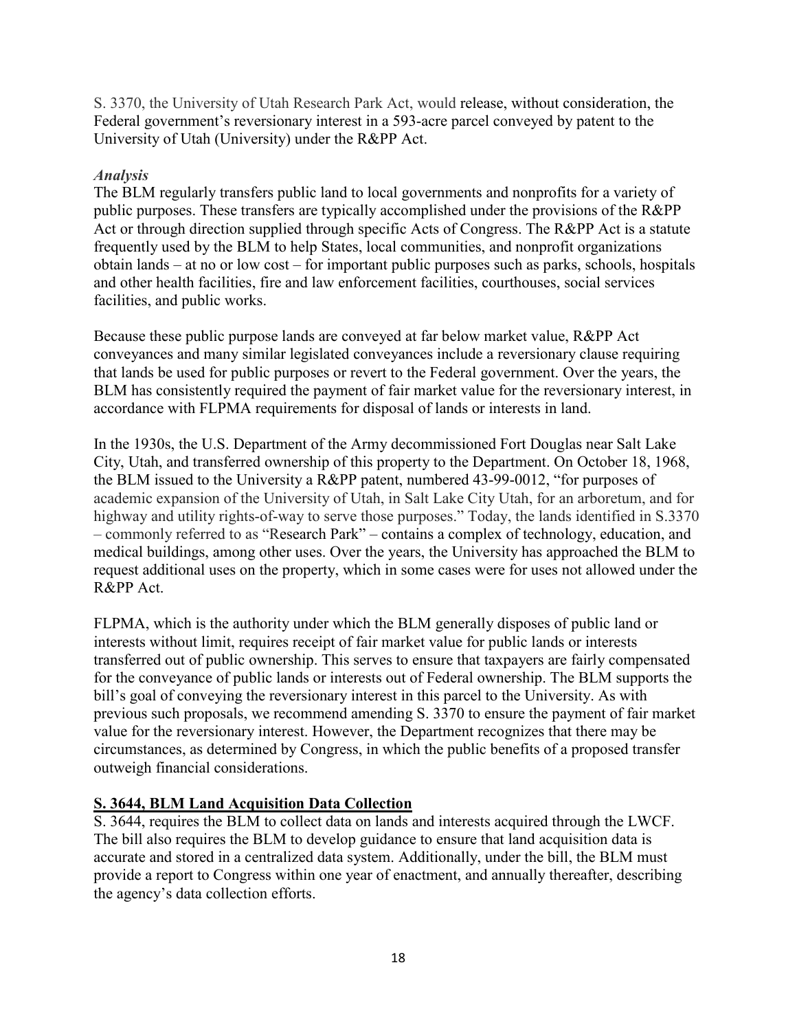S. 3370, the University of Utah Research Park Act, would release, without consideration, the Federal government's reversionary interest in a 593-acre parcel conveyed by patent to the University of Utah (University) under the R&PP Act.

### *Analysis*

The BLM regularly transfers public land to local governments and nonprofits for a variety of public purposes. These transfers are typically accomplished under the provisions of the R&PP Act or through direction supplied through specific Acts of Congress. The R&PP Act is a statute frequently used by the BLM to help States, local communities, and nonprofit organizations obtain lands – at no or low cost – for important public purposes such as parks, schools, hospitals and other health facilities, fire and law enforcement facilities, courthouses, social services facilities, and public works.

Because these public purpose lands are conveyed at far below market value, R&PP Act conveyances and many similar legislated conveyances include a reversionary clause requiring that lands be used for public purposes or revert to the Federal government. Over the years, the BLM has consistently required the payment of fair market value for the reversionary interest, in accordance with FLPMA requirements for disposal of lands or interests in land.

In the 1930s, the U.S. Department of the Army decommissioned Fort Douglas near Salt Lake City, Utah, and transferred ownership of this property to the Department. On October 18, 1968, the BLM issued to the University a R&PP patent, numbered 43-99-0012, "for purposes of academic expansion of the University of Utah, in Salt Lake City Utah, for an arboretum, and for highway and utility rights-of-way to serve those purposes." Today, the lands identified in S.3370 – commonly referred to as "Research Park" – contains a complex of technology, education, and medical buildings, among other uses. Over the years, the University has approached the BLM to request additional uses on the property, which in some cases were for uses not allowed under the R&PP Act.

FLPMA, which is the authority under which the BLM generally disposes of public land or interests without limit, requires receipt of fair market value for public lands or interests transferred out of public ownership. This serves to ensure that taxpayers are fairly compensated for the conveyance of public lands or interests out of Federal ownership. The BLM supports the bill's goal of conveying the reversionary interest in this parcel to the University. As with previous such proposals, we recommend amending S. 3370 to ensure the payment of fair market value for the reversionary interest. However, the Department recognizes that there may be circumstances, as determined by Congress, in which the public benefits of a proposed transfer outweigh financial considerations.

## **S. 3644, BLM Land Acquisition Data Collection**

S. 3644, requires the BLM to collect data on lands and interests acquired through the LWCF. The bill also requires the BLM to develop guidance to ensure that land acquisition data is accurate and stored in a centralized data system. Additionally, under the bill, the BLM must provide a report to Congress within one year of enactment, and annually thereafter, describing the agency's data collection efforts.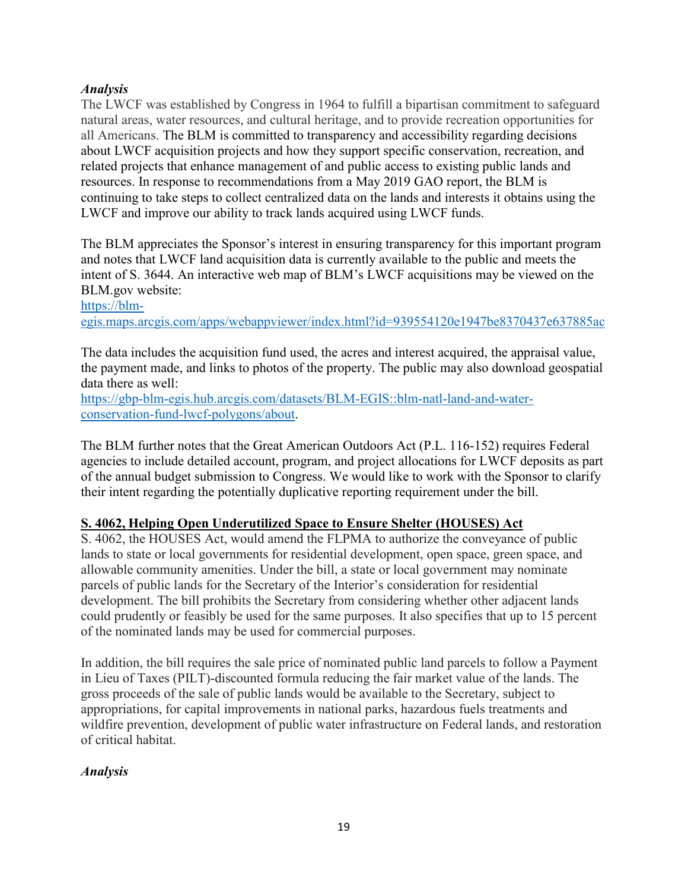### *Analysis*

The LWCF was established by Congress in 1964 to fulfill a bipartisan commitment to safeguard natural areas, water resources, and cultural heritage, and to provide recreation opportunities for all Americans. The BLM is committed to transparency and accessibility regarding decisions about LWCF acquisition projects and how they support specific conservation, recreation, and related projects that enhance management of and public access to existing public lands and resources. In response to recommendations from a May 2019 GAO report, the BLM is continuing to take steps to collect centralized data on the lands and interests it obtains using the LWCF and improve our ability to track lands acquired using LWCF funds.

The BLM appreciates the Sponsor's interest in ensuring transparency for this important program and notes that LWCF land acquisition data is currently available to the public and meets the intent of S. 3644. An interactive web map of BLM's LWCF acquisitions may be viewed on the BLM.gov website:
[https://blm-egis.maps.arcgis.com/apps/webappviewer/index.html?id=939554120e1947be8370437e637885ac](https://blm-egis.maps.arcgis.com/apps/webappviewer/index.html?id=939554120e1947be8370437e637885ac)

The data includes the acquisition fund used, the acres and interest acquired, the appraisal value, the payment made, and links to photos of the property. The public may also download geospatial data there as well:
[https://gbp-blm-egis.hub.arcgis.com/datasets/BLM-EGIS::blm-natl-land-and-water-conservation-fund-lwcf-polygons/about](https://gbp-blm-egis.hub.arcgis.com/datasets/BLM-EGIS::blm-natl-land-and-water-conservation-fund-lwcf-polygons/about).

The BLM further notes that the Great American Outdoors Act (P.L. 116-152) requires Federal agencies to include detailed account, program, and project allocations for LWCF deposits as part of the annual budget submission to Congress. We would like to work with the Sponsor to clarify their intent regarding the potentially duplicative reporting requirement under the bill.

## **S. 4062, Helping Open Underutilized Space to Ensure Shelter (HOUSES) Act**

S. 4062, the HOUSES Act, would amend the FLPMA to authorize the conveyance of public lands to state or local governments for residential development, open space, green space, and allowable community amenities. Under the bill, a state or local government may nominate parcels of public lands for the Secretary of the Interior's consideration for residential development. The bill prohibits the Secretary from considering whether other adjacent lands could prudently or feasibly be used for the same purposes. It also specifies that up to 15 percent of the nominated lands may be used for commercial purposes.

In addition, the bill requires the sale price of nominated public land parcels to follow a Payment in Lieu of Taxes (PILT)-discounted formula reducing the fair market value of the lands. The gross proceeds of the sale of public lands would be available to the Secretary, subject to appropriations, for capital improvements in national parks, hazardous fuels treatments and wildfire prevention, development of public water infrastructure on Federal lands, and restoration of critical habitat.

### *Analysis*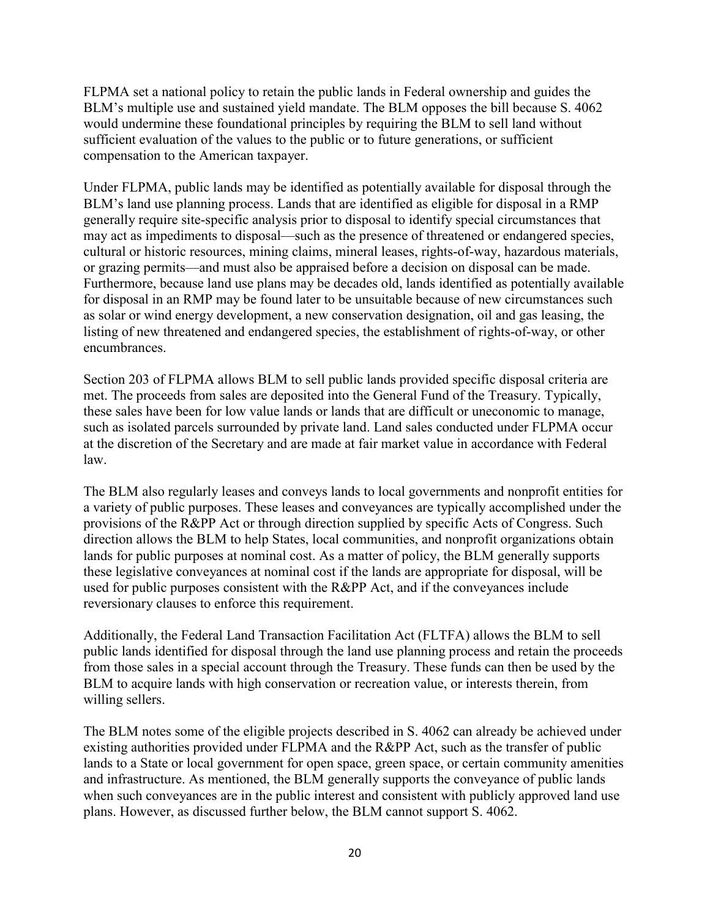FLPMA set a national policy to retain the public lands in Federal ownership and guides the BLM's multiple use and sustained yield mandate. The BLM opposes the bill because S. 4062 would undermine these foundational principles by requiring the BLM to sell land without sufficient evaluation of the values to the public or to future generations, or sufficient compensation to the American taxpayer.

Under FLPMA, public lands may be identified as potentially available for disposal through the BLM's land use planning process. Lands that are identified as eligible for disposal in a RMP generally require site-specific analysis prior to disposal to identify special circumstances that may act as impediments to disposal—such as the presence of threatened or endangered species, cultural or historic resources, mining claims, mineral leases, rights-of-way, hazardous materials, or grazing permits—and must also be appraised before a decision on disposal can be made. Furthermore, because land use plans may be decades old, lands identified as potentially available for disposal in an RMP may be found later to be unsuitable because of new circumstances such as solar or wind energy development, a new conservation designation, oil and gas leasing, the listing of new threatened and endangered species, the establishment of rights-of-way, or other encumbrances.

Section 203 of FLPMA allows BLM to sell public lands provided specific disposal criteria are met. The proceeds from sales are deposited into the General Fund of the Treasury. Typically, these sales have been for low value lands or lands that are difficult or uneconomic to manage, such as isolated parcels surrounded by private land. Land sales conducted under FLPMA occur at the discretion of the Secretary and are made at fair market value in accordance with Federal law.

The BLM also regularly leases and conveys lands to local governments and nonprofit entities for a variety of public purposes. These leases and conveyances are typically accomplished under the provisions of the R&PP Act or through direction supplied by specific Acts of Congress. Such direction allows the BLM to help States, local communities, and nonprofit organizations obtain lands for public purposes at nominal cost. As a matter of policy, the BLM generally supports these legislative conveyances at nominal cost if the lands are appropriate for disposal, will be used for public purposes consistent with the R&PP Act, and if the conveyances include reversionary clauses to enforce this requirement.

Additionally, the Federal Land Transaction Facilitation Act (FLTFA) allows the BLM to sell public lands identified for disposal through the land use planning process and retain the proceeds from those sales in a special account through the Treasury. These funds can then be used by the BLM to acquire lands with high conservation or recreation value, or interests therein, from willing sellers.

The BLM notes some of the eligible projects described in S. 4062 can already be achieved under existing authorities provided under FLPMA and the R&PP Act, such as the transfer of public lands to a State or local government for open space, green space, or certain community amenities and infrastructure. As mentioned, the BLM generally supports the conveyance of public lands when such conveyances are in the public interest and consistent with publicly approved land use plans. However, as discussed further below, the BLM cannot support S. 4062.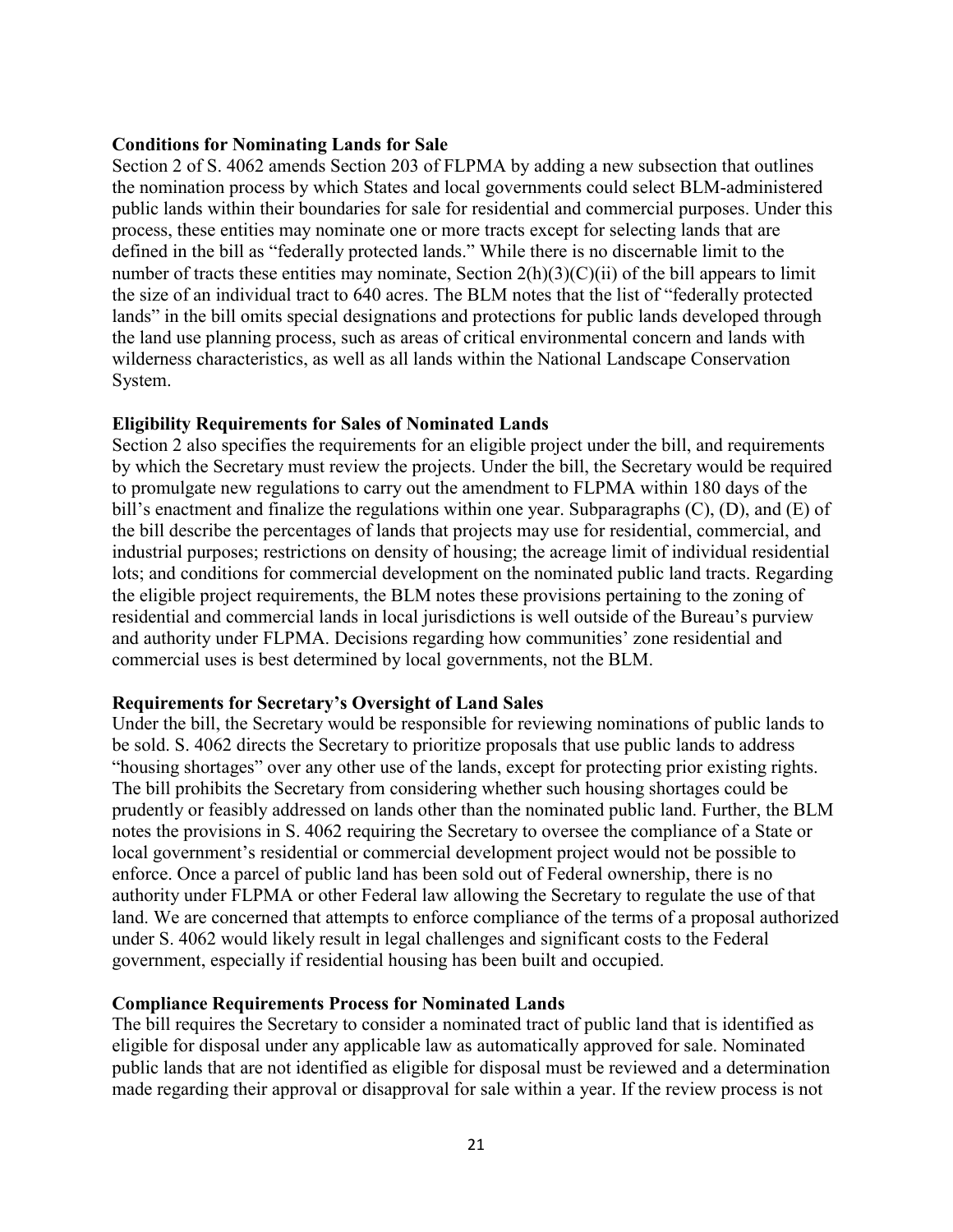**Conditions for Nominating Lands for Sale**

Section 2 of S. 4062 amends Section 203 of FLPMA by adding a new subsection that outlines the nomination process by which States and local governments could select BLM-administered public lands within their boundaries for sale for residential and commercial purposes. Under this process, these entities may nominate one or more tracts except for selecting lands that are defined in the bill as "federally protected lands." While there is no discernable limit to the number of tracts these entities may nominate, Section 2(h)(3)(C)(ii) of the bill appears to limit the size of an individual tract to 640 acres. The BLM notes that the list of "federally protected lands" in the bill omits special designations and protections for public lands developed through the land use planning process, such as areas of critical environmental concern and lands with wilderness characteristics, as well as all lands within the National Landscape Conservation System.

**Eligibility Requirements for Sales of Nominated Lands**

Section 2 also specifies the requirements for an eligible project under the bill, and requirements by which the Secretary must review the projects. Under the bill, the Secretary would be required to promulgate new regulations to carry out the amendment to FLPMA within 180 days of the bill's enactment and finalize the regulations within one year. Subparagraphs (C), (D), and (E) of the bill describe the percentages of lands that projects may use for residential, commercial, and industrial purposes; restrictions on density of housing; the acreage limit of individual residential lots; and conditions for commercial development on the nominated public land tracts. Regarding the eligible project requirements, the BLM notes these provisions pertaining to the zoning of residential and commercial lands in local jurisdictions is well outside of the Bureau's purview and authority under FLPMA. Decisions regarding how communities' zone residential and commercial uses is best determined by local governments, not the BLM.

**Requirements for Secretary's Oversight of Land Sales**

Under the bill, the Secretary would be responsible for reviewing nominations of public lands to be sold. S. 4062 directs the Secretary to prioritize proposals that use public lands to address "housing shortages" over any other use of the lands, except for protecting prior existing rights. The bill prohibits the Secretary from considering whether such housing shortages could be prudently or feasibly addressed on lands other than the nominated public land. Further, the BLM notes the provisions in S. 4062 requiring the Secretary to oversee the compliance of a State or local government's residential or commercial development project would not be possible to enforce. Once a parcel of public land has been sold out of Federal ownership, there is no authority under FLPMA or other Federal law allowing the Secretary to regulate the use of that land. We are concerned that attempts to enforce compliance of the terms of a proposal authorized under S. 4062 would likely result in legal challenges and significant costs to the Federal government, especially if residential housing has been built and occupied.

**Compliance Requirements Process for Nominated Lands**

The bill requires the Secretary to consider a nominated tract of public land that is identified as eligible for disposal under any applicable law as automatically approved for sale. Nominated public lands that are not identified as eligible for disposal must be reviewed and a determination made regarding their approval or disapproval for sale within a year. If the review process is not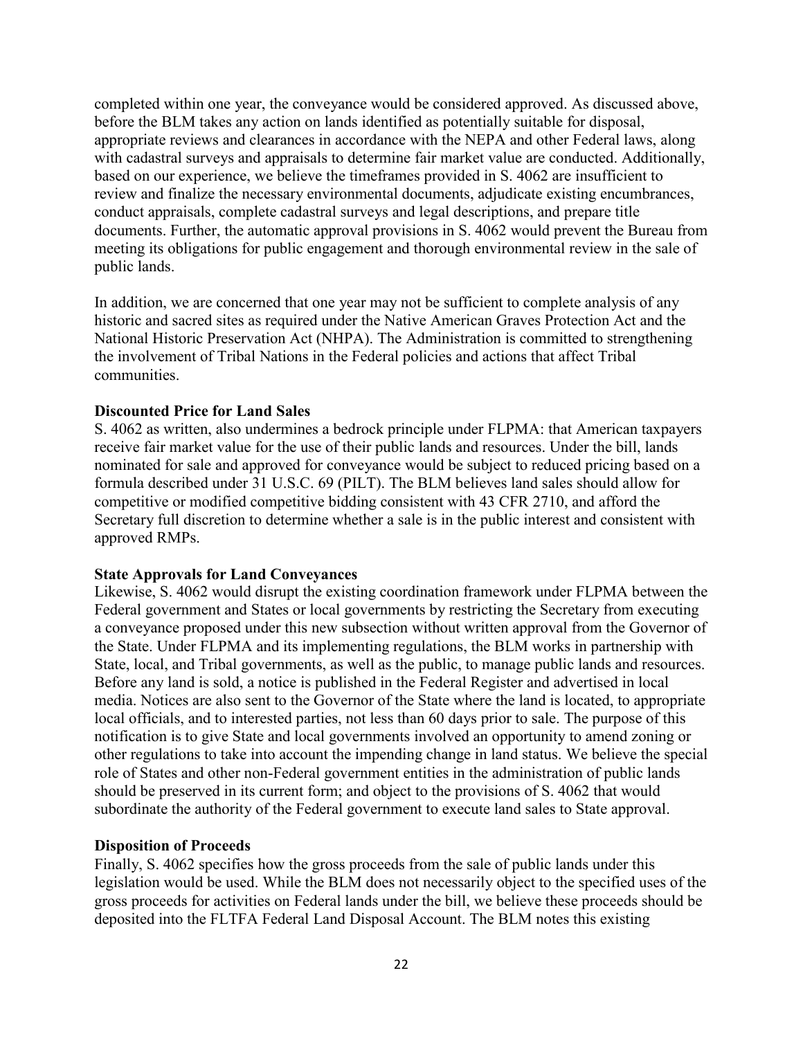completed within one year, the conveyance would be considered approved. As discussed above, before the BLM takes any action on lands identified as potentially suitable for disposal, appropriate reviews and clearances in accordance with the NEPA and other Federal laws, along with cadastral surveys and appraisals to determine fair market value are conducted. Additionally, based on our experience, we believe the timeframes provided in S. 4062 are insufficient to review and finalize the necessary environmental documents, adjudicate existing encumbrances, conduct appraisals, complete cadastral surveys and legal descriptions, and prepare title documents. Further, the automatic approval provisions in S. 4062 would prevent the Bureau from meeting its obligations for public engagement and thorough environmental review in the sale of public lands.

In addition, we are concerned that one year may not be sufficient to complete analysis of any historic and sacred sites as required under the Native American Graves Protection Act and the National Historic Preservation Act (NHPA). The Administration is committed to strengthening the involvement of Tribal Nations in the Federal policies and actions that affect Tribal communities.

**Discounted Price for Land Sales**

S. 4062 as written, also undermines a bedrock principle under FLPMA: that American taxpayers receive fair market value for the use of their public lands and resources. Under the bill, lands nominated for sale and approved for conveyance would be subject to reduced pricing based on a formula described under 31 U.S.C. 69 (PILT). The BLM believes land sales should allow for competitive or modified competitive bidding consistent with 43 CFR 2710, and afford the Secretary full discretion to determine whether a sale is in the public interest and consistent with approved RMPs.

**State Approvals for Land Conveyances**

Likewise, S. 4062 would disrupt the existing coordination framework under FLPMA between the Federal government and States or local governments by restricting the Secretary from executing a conveyance proposed under this new subsection without written approval from the Governor of the State. Under FLPMA and its implementing regulations, the BLM works in partnership with State, local, and Tribal governments, as well as the public, to manage public lands and resources. Before any land is sold, a notice is published in the Federal Register and advertised in local media. Notices are also sent to the Governor of the State where the land is located, to appropriate local officials, and to interested parties, not less than 60 days prior to sale. The purpose of this notification is to give State and local governments involved an opportunity to amend zoning or other regulations to take into account the impending change in land status. We believe the special role of States and other non-Federal government entities in the administration of public lands should be preserved in its current form; and object to the provisions of S. 4062 that would subordinate the authority of the Federal government to execute land sales to State approval.

**Disposition of Proceeds**

Finally, S. 4062 specifies how the gross proceeds from the sale of public lands under this legislation would be used. While the BLM does not necessarily object to the specified uses of the gross proceeds for activities on Federal lands under the bill, we believe these proceeds should be deposited into the FLTFA Federal Land Disposal Account. The BLM notes this existing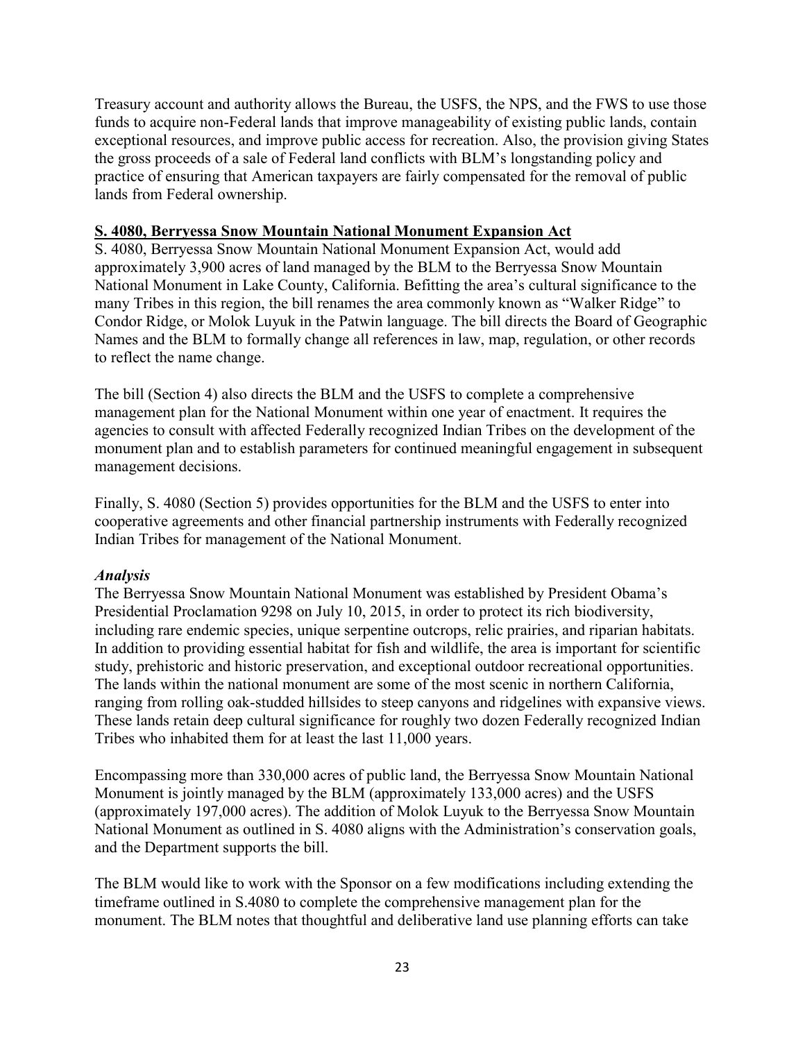Treasury account and authority allows the Bureau, the USFS, the NPS, and the FWS to use those funds to acquire non-Federal lands that improve manageability of existing public lands, contain exceptional resources, and improve public access for recreation. Also, the provision giving States the gross proceeds of a sale of Federal land conflicts with BLM's longstanding policy and practice of ensuring that American taxpayers are fairly compensated for the removal of public lands from Federal ownership.

**S. 4080, Berryessa Snow Mountain National Monument Expansion Act**

S. 4080, Berryessa Snow Mountain National Monument Expansion Act, would add approximately 3,900 acres of land managed by the BLM to the Berryessa Snow Mountain National Monument in Lake County, California. Befitting the area's cultural significance to the many Tribes in this region, the bill renames the area commonly known as "Walker Ridge" to Condor Ridge, or Molok Luyuk in the Patwin language. The bill directs the Board of Geographic Names and the BLM to formally change all references in law, map, regulation, or other records to reflect the name change.

The bill (Section 4) also directs the BLM and the USFS to complete a comprehensive management plan for the National Monument within one year of enactment. It requires the agencies to consult with affected Federally recognized Indian Tribes on the development of the monument plan and to establish parameters for continued meaningful engagement in subsequent management decisions.

Finally, S. 4080 (Section 5) provides opportunities for the BLM and the USFS to enter into cooperative agreements and other financial partnership instruments with Federally recognized Indian Tribes for management of the National Monument.

***Analysis***

The Berryessa Snow Mountain National Monument was established by President Obama's Presidential Proclamation 9298 on July 10, 2015, in order to protect its rich biodiversity, including rare endemic species, unique serpentine outcrops, relic prairies, and riparian habitats. In addition to providing essential habitat for fish and wildlife, the area is important for scientific study, prehistoric and historic preservation, and exceptional outdoor recreational opportunities. The lands within the national monument are some of the most scenic in northern California, ranging from rolling oak-studded hillsides to steep canyons and ridgelines with expansive views. These lands retain deep cultural significance for roughly two dozen Federally recognized Indian Tribes who inhabited them for at least the last 11,000 years.

Encompassing more than 330,000 acres of public land, the Berryessa Snow Mountain National Monument is jointly managed by the BLM (approximately 133,000 acres) and the USFS (approximately 197,000 acres). The addition of Molok Luyuk to the Berryessa Snow Mountain National Monument as outlined in S. 4080 aligns with the Administration's conservation goals, and the Department supports the bill.

The BLM would like to work with the Sponsor on a few modifications including extending the timeframe outlined in S.4080 to complete the comprehensive management plan for the monument. The BLM notes that thoughtful and deliberative land use planning efforts can take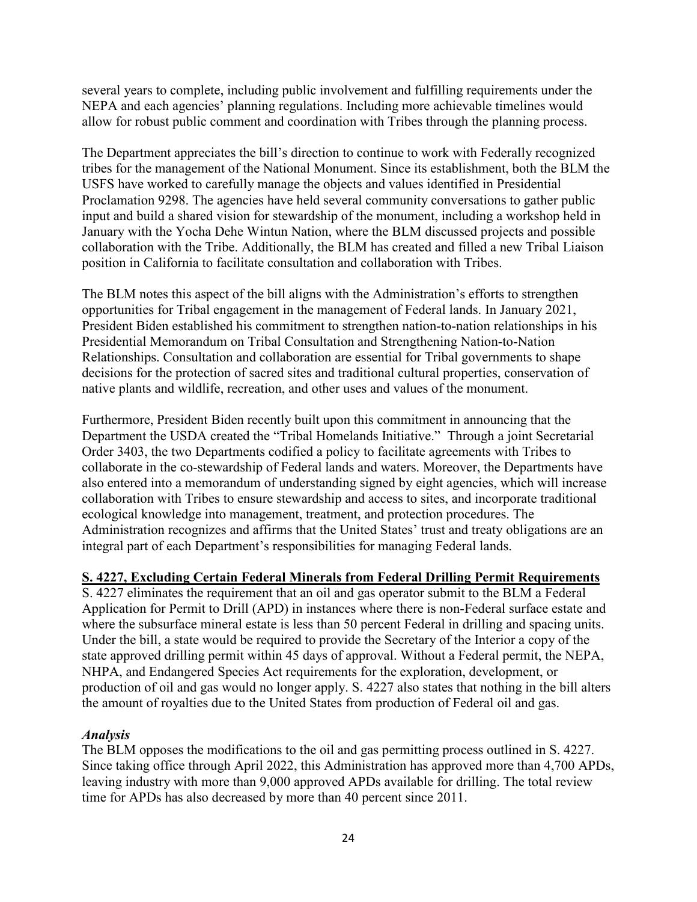several years to complete, including public involvement and fulfilling requirements under the NEPA and each agencies' planning regulations. Including more achievable timelines would allow for robust public comment and coordination with Tribes through the planning process.

The Department appreciates the bill's direction to continue to work with Federally recognized tribes for the management of the National Monument. Since its establishment, both the BLM the USFS have worked to carefully manage the objects and values identified in Presidential Proclamation 9298. The agencies have held several community conversations to gather public input and build a shared vision for stewardship of the monument, including a workshop held in January with the Yocha Dehe Wintun Nation, where the BLM discussed projects and possible collaboration with the Tribe. Additionally, the BLM has created and filled a new Tribal Liaison position in California to facilitate consultation and collaboration with Tribes.

The BLM notes this aspect of the bill aligns with the Administration's efforts to strengthen opportunities for Tribal engagement in the management of Federal lands. In January 2021, President Biden established his commitment to strengthen nation-to-nation relationships in his Presidential Memorandum on Tribal Consultation and Strengthening Nation-to-Nation Relationships. Consultation and collaboration are essential for Tribal governments to shape decisions for the protection of sacred sites and traditional cultural properties, conservation of native plants and wildlife, recreation, and other uses and values of the monument.

Furthermore, President Biden recently built upon this commitment in announcing that the Department the USDA created the "Tribal Homelands Initiative." Through a joint Secretarial Order 3403, the two Departments codified a policy to facilitate agreements with Tribes to collaborate in the co-stewardship of Federal lands and waters. Moreover, the Departments have also entered into a memorandum of understanding signed by eight agencies, which will increase collaboration with Tribes to ensure stewardship and access to sites, and incorporate traditional ecological knowledge into management, treatment, and protection procedures. The Administration recognizes and affirms that the United States' trust and treaty obligations are an integral part of each Department's responsibilities for managing Federal lands.

## S. 4227, Excluding Certain Federal Minerals from Federal Drilling Permit Requirements

S. 4227 eliminates the requirement that an oil and gas operator submit to the BLM a Federal Application for Permit to Drill (APD) in instances where there is non-Federal surface estate and where the subsurface mineral estate is less than 50 percent Federal in drilling and spacing units. Under the bill, a state would be required to provide the Secretary of the Interior a copy of the state approved drilling permit within 45 days of approval. Without a Federal permit, the NEPA, NHPA, and Endangered Species Act requirements for the exploration, development, or production of oil and gas would no longer apply. S. 4227 also states that nothing in the bill alters the amount of royalties due to the United States from production of Federal oil and gas.

### *Analysis*

The BLM opposes the modifications to the oil and gas permitting process outlined in S. 4227. Since taking office through April 2022, this Administration has approved more than 4,700 APDs, leaving industry with more than 9,000 approved APDs available for drilling. The total review time for APDs has also decreased by more than 40 percent since 2011.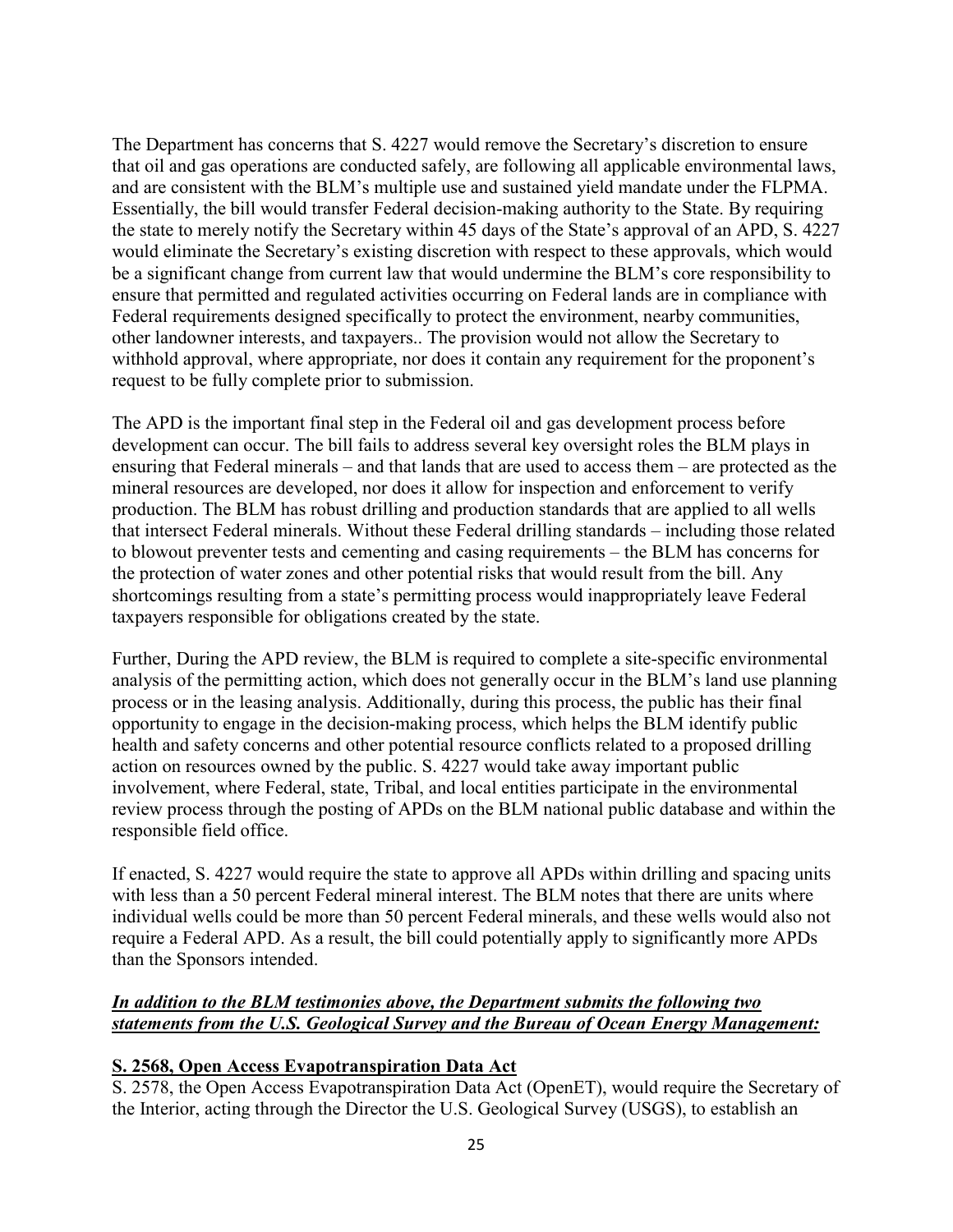The Department has concerns that S. 4227 would remove the Secretary's discretion to ensure that oil and gas operations are conducted safely, are following all applicable environmental laws, and are consistent with the BLM's multiple use and sustained yield mandate under the FLPMA. Essentially, the bill would transfer Federal decision-making authority to the State. By requiring the state to merely notify the Secretary within 45 days of the State's approval of an APD, S. 4227 would eliminate the Secretary's existing discretion with respect to these approvals, which would be a significant change from current law that would undermine the BLM's core responsibility to ensure that permitted and regulated activities occurring on Federal lands are in compliance with Federal requirements designed specifically to protect the environment, nearby communities, other landowner interests, and taxpayers.. The provision would not allow the Secretary to withhold approval, where appropriate, nor does it contain any requirement for the proponent's request to be fully complete prior to submission.

The APD is the important final step in the Federal oil and gas development process before development can occur. The bill fails to address several key oversight roles the BLM plays in ensuring that Federal minerals – and that lands that are used to access them – are protected as the mineral resources are developed, nor does it allow for inspection and enforcement to verify production. The BLM has robust drilling and production standards that are applied to all wells that intersect Federal minerals. Without these Federal drilling standards – including those related to blowout preventer tests and cementing and casing requirements – the BLM has concerns for the protection of water zones and other potential risks that would result from the bill. Any shortcomings resulting from a state's permitting process would inappropriately leave Federal taxpayers responsible for obligations created by the state.

Further, During the APD review, the BLM is required to complete a site-specific environmental analysis of the permitting action, which does not generally occur in the BLM's land use planning process or in the leasing analysis. Additionally, during this process, the public has their final opportunity to engage in the decision-making process, which helps the BLM identify public health and safety concerns and other potential resource conflicts related to a proposed drilling action on resources owned by the public. S. 4227 would take away important public involvement, where Federal, state, Tribal, and local entities participate in the environmental review process through the posting of APDs on the BLM national public database and within the responsible field office.

If enacted, S. 4227 would require the state to approve all APDs within drilling and spacing units with less than a 50 percent Federal mineral interest. The BLM notes that there are units where individual wells could be more than 50 percent Federal minerals, and these wells would also not require a Federal APD. As a result, the bill could potentially apply to significantly more APDs than the Sponsors intended.

***In addition to the BLM testimonies above, the Department submits the following two statements from the U.S. Geological Survey and the Bureau of Ocean Energy Management:***

**S. 2568, Open Access Evapotranspiration Data Act**

S. 2578, the Open Access Evapotranspiration Data Act (OpenET), would require the Secretary of the Interior, acting through the Director the U.S. Geological Survey (USGS), to establish an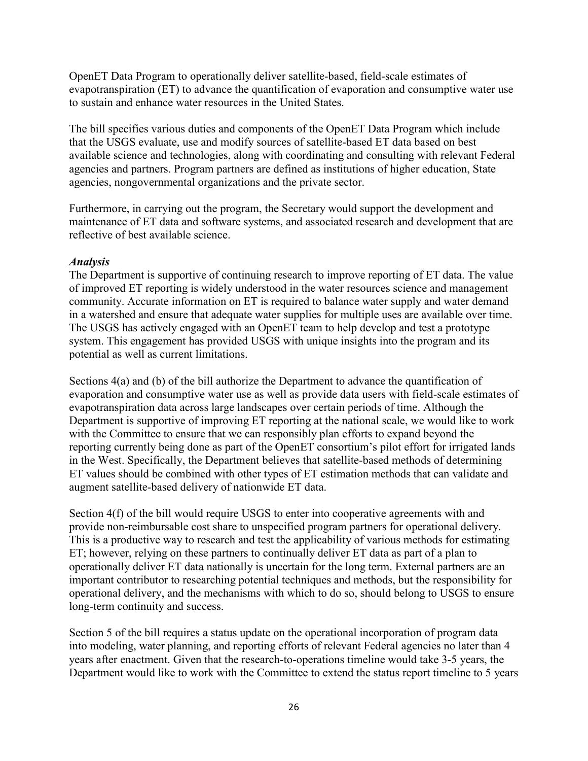OpenET Data Program to operationally deliver satellite-based, field-scale estimates of evapotranspiration (ET) to advance the quantification of evaporation and consumptive water use to sustain and enhance water resources in the United States.

The bill specifies various duties and components of the OpenET Data Program which include that the USGS evaluate, use and modify sources of satellite-based ET data based on best available science and technologies, along with coordinating and consulting with relevant Federal agencies and partners. Program partners are defined as institutions of higher education, State agencies, nongovernmental organizations and the private sector.

Furthermore, in carrying out the program, the Secretary would support the development and maintenance of ET data and software systems, and associated research and development that are reflective of best available science.

***Analysis***

The Department is supportive of continuing research to improve reporting of ET data. The value of improved ET reporting is widely understood in the water resources science and management community. Accurate information on ET is required to balance water supply and water demand in a watershed and ensure that adequate water supplies for multiple uses are available over time. The USGS has actively engaged with an OpenET team to help develop and test a prototype system. This engagement has provided USGS with unique insights into the program and its potential as well as current limitations.

Sections 4(a) and (b) of the bill authorize the Department to advance the quantification of evaporation and consumptive water use as well as provide data users with field-scale estimates of evapotranspiration data across large landscapes over certain periods of time. Although the Department is supportive of improving ET reporting at the national scale, we would like to work with the Committee to ensure that we can responsibly plan efforts to expand beyond the reporting currently being done as part of the OpenET consortium's pilot effort for irrigated lands in the West. Specifically, the Department believes that satellite-based methods of determining ET values should be combined with other types of ET estimation methods that can validate and augment satellite-based delivery of nationwide ET data.

Section 4(f) of the bill would require USGS to enter into cooperative agreements with and provide non-reimbursable cost share to unspecified program partners for operational delivery. This is a productive way to research and test the applicability of various methods for estimating ET; however, relying on these partners to continually deliver ET data as part of a plan to operationally deliver ET data nationally is uncertain for the long term. External partners are an important contributor to researching potential techniques and methods, but the responsibility for operational delivery, and the mechanisms with which to do so, should belong to USGS to ensure long-term continuity and success.

Section 5 of the bill requires a status update on the operational incorporation of program data into modeling, water planning, and reporting efforts of relevant Federal agencies no later than 4 years after enactment. Given that the research-to-operations timeline would take 3-5 years, the Department would like to work with the Committee to extend the status report timeline to 5 years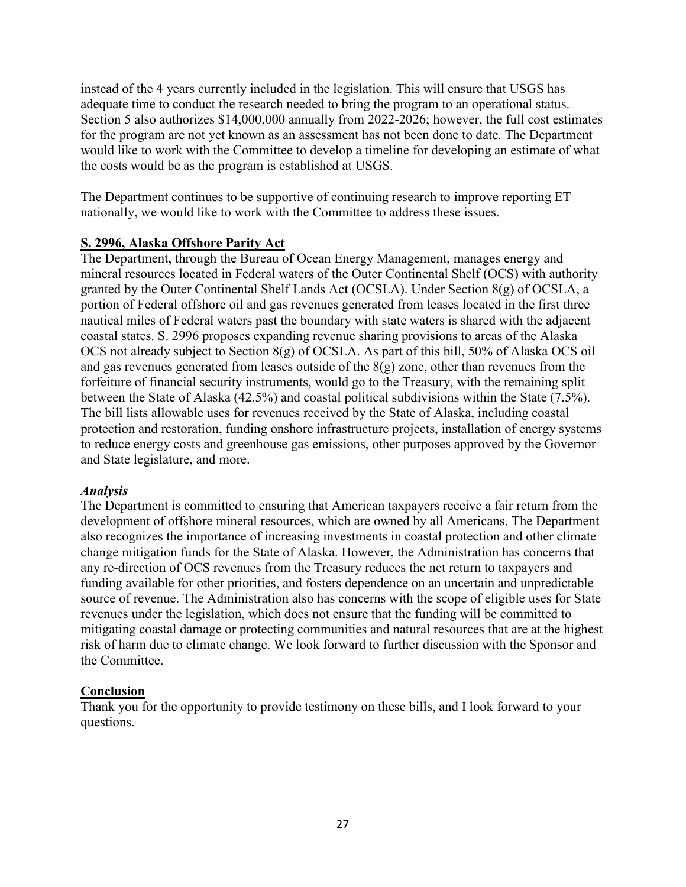instead of the 4 years currently included in the legislation. This will ensure that USGS has adequate time to conduct the research needed to bring the program to an operational status. Section 5 also authorizes $14,000,000 annually from 2022-2026; however, the full cost estimates for the program are not yet known as an assessment has not been done to date. The Department would like to work with the Committee to develop a timeline for developing an estimate of what the costs would be as the program is established at USGS.

The Department continues to be supportive of continuing research to improve reporting ET nationally, we would like to work with the Committee to address these issues.

**S. 2996, Alaska Offshore Parity Act**

The Department, through the Bureau of Ocean Energy Management, manages energy and mineral resources located in Federal waters of the Outer Continental Shelf (OCS) with authority granted by the Outer Continental Shelf Lands Act (OCSLA). Under Section 8(g) of OCSLA, a portion of Federal offshore oil and gas revenues generated from leases located in the first three nautical miles of Federal waters past the boundary with state waters is shared with the adjacent coastal states. S. 2996 proposes expanding revenue sharing provisions to areas of the Alaska OCS not already subject to Section 8(g) of OCSLA. As part of this bill, 50% of Alaska OCS oil and gas revenues generated from leases outside of the 8(g) zone, other than revenues from the forfeiture of financial security instruments, would go to the Treasury, with the remaining split between the State of Alaska (42.5%) and coastal political subdivisions within the State (7.5%). The bill lists allowable uses for revenues received by the State of Alaska, including coastal protection and restoration, funding onshore infrastructure projects, installation of energy systems to reduce energy costs and greenhouse gas emissions, other purposes approved by the Governor and State legislature, and more.

***Analysis***

The Department is committed to ensuring that American taxpayers receive a fair return from the development of offshore mineral resources, which are owned by all Americans. The Department also recognizes the importance of increasing investments in coastal protection and other climate change mitigation funds for the State of Alaska. However, the Administration has concerns that any re-direction of OCS revenues from the Treasury reduces the net return to taxpayers and funding available for other priorities, and fosters dependence on an uncertain and unpredictable source of revenue. The Administration also has concerns with the scope of eligible uses for State revenues under the legislation, which does not ensure that the funding will be committed to mitigating coastal damage or protecting communities and natural resources that are at the highest risk of harm due to climate change. We look forward to further discussion with the Sponsor and the Committee.

**Conclusion**

Thank you for the opportunity to provide testimony on these bills, and I look forward to your questions.